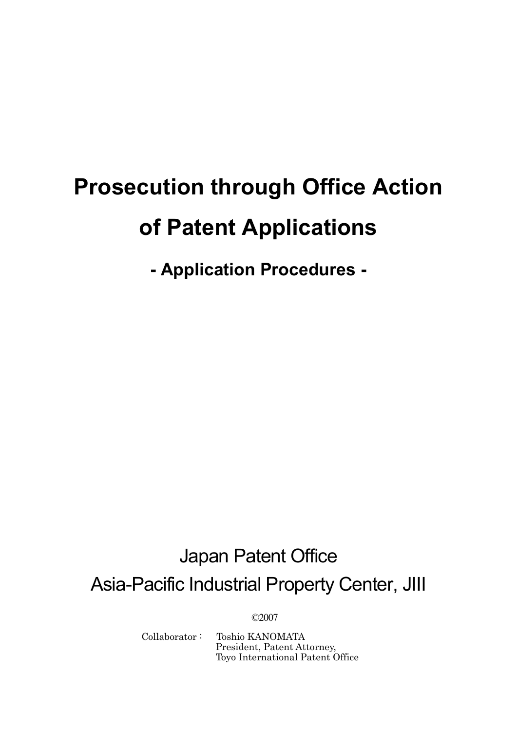# Prosecution through Office Action of Patent Applications

## - Application Procedures -

Japan Patent Office

Asia-Pacific Industrial Property Center, JIII

©2007

Collaborator： Toshio KANOMATA
President, Patent Attorney,
Toyo International Patent Office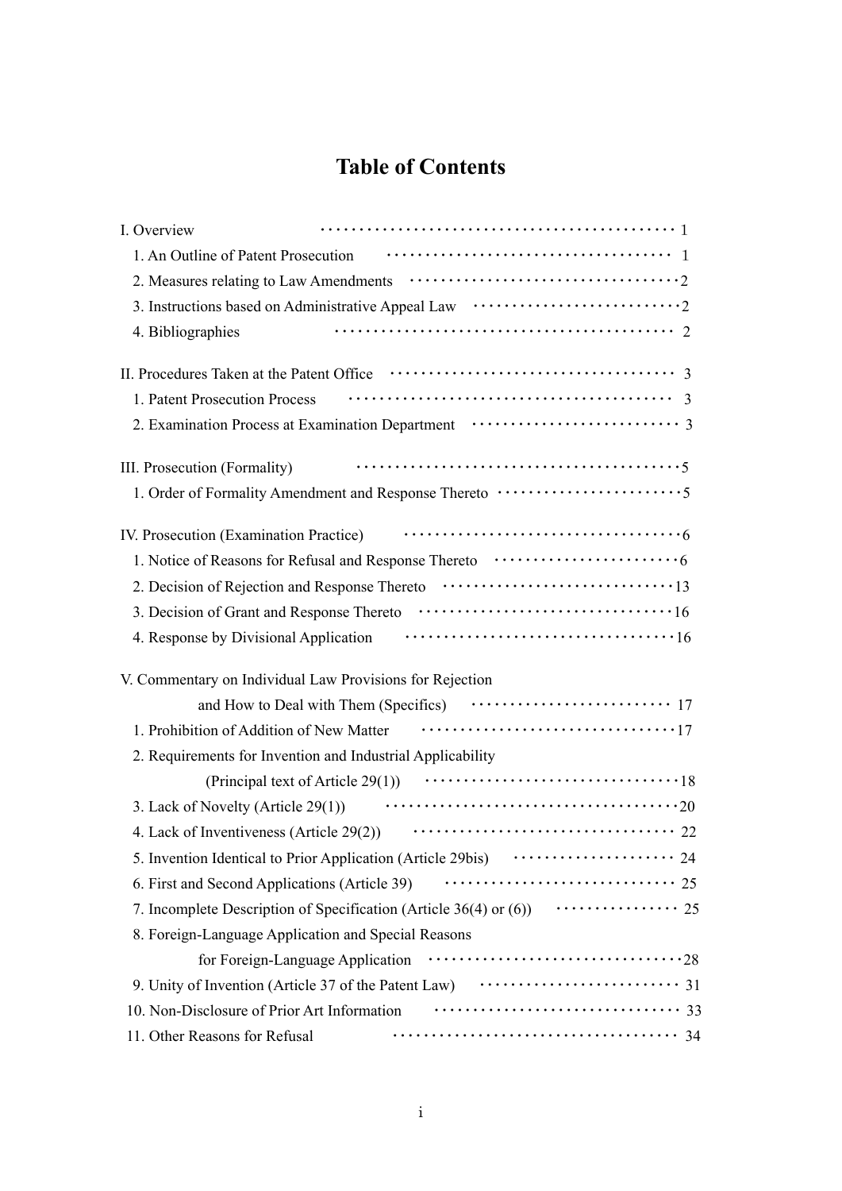# Table of Contents

I. Overview ..... 1

1. An Outline of Patent Prosecution ..... 1
2. Measures relating to Law Amendments ..... 2
3. Instructions based on Administrative Appeal Law ..... 2
4. Bibliographies ..... 2

II. Procedures Taken at the Patent Office ..... 3

1. Patent Prosecution Process ..... 3
2. Examination Process at Examination Department ..... 3

III. Prosecution (Formality) ..... 5

1. Order of Formality Amendment and Response Thereto ..... 5

IV. Prosecution (Examination Practice) ..... 6

1. Notice of Reasons for Refusal and Response Thereto ..... 6
2. Decision of Rejection and Response Thereto ..... 13
3. Decision of Grant and Response Thereto ..... 16
4. Response by Divisional Application ..... 16

V. Commentary on Individual Law Provisions for Rejection and How to Deal with Them (Specifics) ..... 17

1. Prohibition of Addition of New Matter ..... 17
2. Requirements for Invention and Industrial Applicability (Principal text of Article 29(1)) ..... 18
3. Lack of Novelty (Article 29(1)) ..... 20
4. Lack of Inventiveness (Article 29(2)) ..... 22
5. Invention Identical to Prior Application (Article 29bis) ..... 24
6. First and Second Applications (Article 39) ..... 25
7. Incomplete Description of Specification (Article 36(4) or (6)) ..... 25
8. Foreign-Language Application and Special Reasons for Foreign-Language Application ..... 28
9. Unity of Invention (Article 37 of the Patent Law) ..... 31
10. Non-Disclosure of Prior Art Information ..... 33
11. Other Reasons for Refusal ..... 34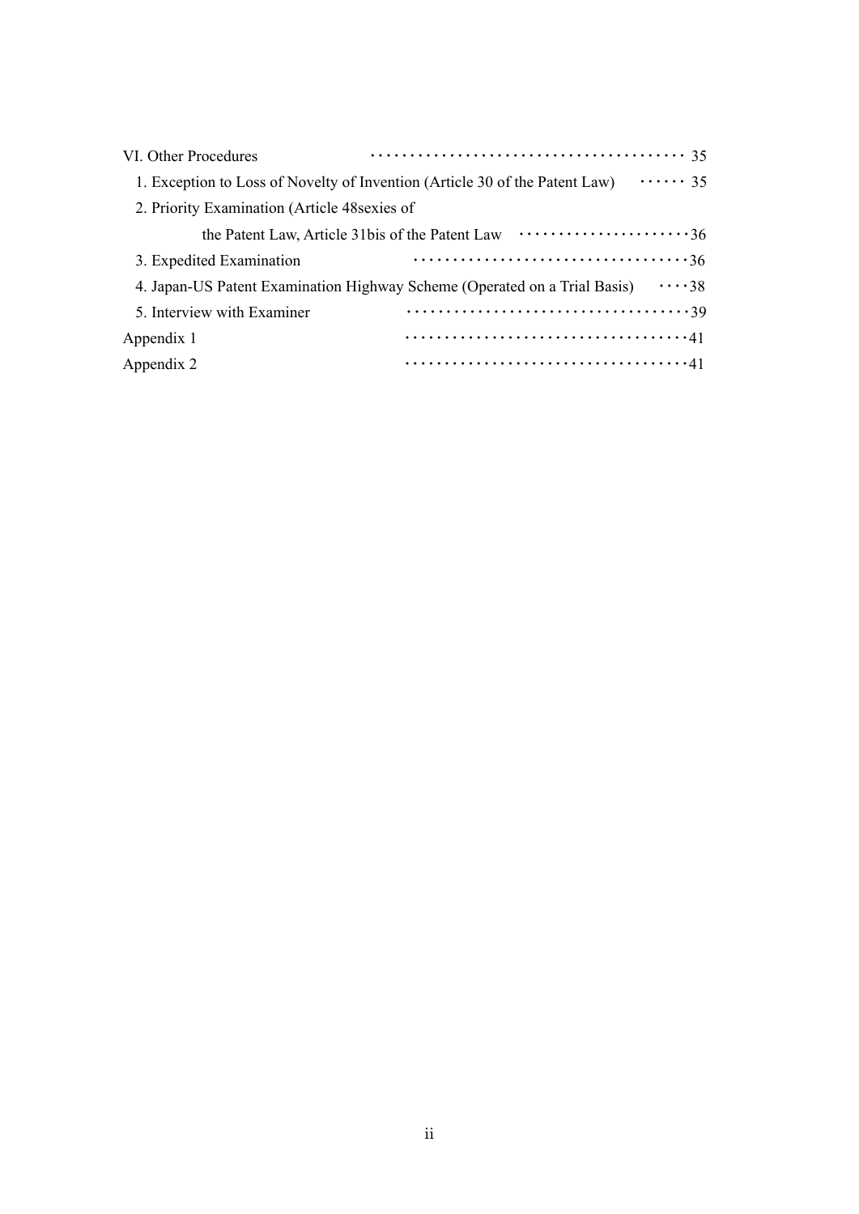VI. Other Procedures ········································ 35

1. Exception to Loss of Novelty of Invention (Article 30 of the Patent Law) ······ 35

2. Priority Examination (Article 48sexies of the Patent Law, Article 31bis of the Patent Law ······················36

3. Expedited Examination ·································36

4. Japan-US Patent Examination Highway Scheme (Operated on a Trial Basis) ····38

5. Interview with Examiner ··································39

Appendix 1 ··································41

Appendix 2 ··································41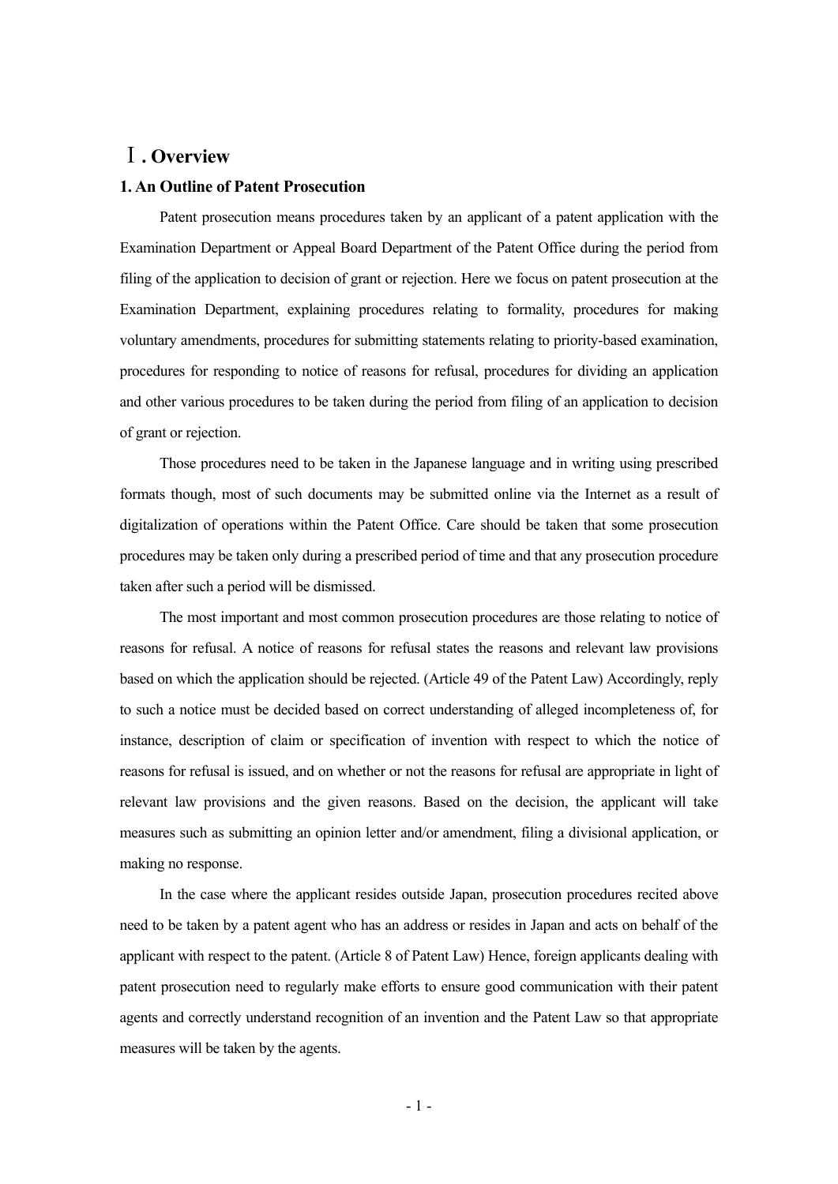# Ⅰ. Overview

## 1. An Outline of Patent Prosecution

Patent prosecution means procedures taken by an applicant of a patent application with the Examination Department or Appeal Board Department of the Patent Office during the period from filing of the application to decision of grant or rejection. Here we focus on patent prosecution at the Examination Department, explaining procedures relating to formality, procedures for making voluntary amendments, procedures for submitting statements relating to priority-based examination, procedures for responding to notice of reasons for refusal, procedures for dividing an application and other various procedures to be taken during the period from filing of an application to decision of grant or rejection.

Those procedures need to be taken in the Japanese language and in writing using prescribed formats though, most of such documents may be submitted online via the Internet as a result of digitalization of operations within the Patent Office. Care should be taken that some prosecution procedures may be taken only during a prescribed period of time and that any prosecution procedure taken after such a period will be dismissed.

The most important and most common prosecution procedures are those relating to notice of reasons for refusal. A notice of reasons for refusal states the reasons and relevant law provisions based on which the application should be rejected. (Article 49 of the Patent Law) Accordingly, reply to such a notice must be decided based on correct understanding of alleged incompleteness of, for instance, description of claim or specification of invention with respect to which the notice of reasons for refusal is issued, and on whether or not the reasons for refusal are appropriate in light of relevant law provisions and the given reasons. Based on the decision, the applicant will take measures such as submitting an opinion letter and/or amendment, filing a divisional application, or making no response.

In the case where the applicant resides outside Japan, prosecution procedures recited above need to be taken by a patent agent who has an address or resides in Japan and acts on behalf of the applicant with respect to the patent. (Article 8 of Patent Law) Hence, foreign applicants dealing with patent prosecution need to regularly make efforts to ensure good communication with their patent agents and correctly understand recognition of an invention and the Patent Law so that appropriate measures will be taken by the agents.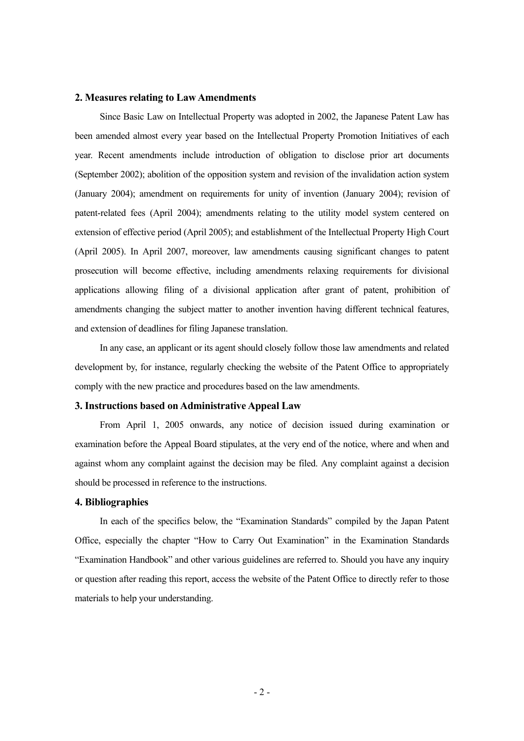## 2. Measures relating to Law Amendments

Since Basic Law on Intellectual Property was adopted in 2002, the Japanese Patent Law has been amended almost every year based on the Intellectual Property Promotion Initiatives of each year. Recent amendments include introduction of obligation to disclose prior art documents (September 2002); abolition of the opposition system and revision of the invalidation action system (January 2004); amendment on requirements for unity of invention (January 2004); revision of patent-related fees (April 2004); amendments relating to the utility model system centered on extension of effective period (April 2005); and establishment of the Intellectual Property High Court (April 2005). In April 2007, moreover, law amendments causing significant changes to patent prosecution will become effective, including amendments relaxing requirements for divisional applications allowing filing of a divisional application after grant of patent, prohibition of amendments changing the subject matter to another invention having different technical features, and extension of deadlines for filing Japanese translation.

In any case, an applicant or its agent should closely follow those law amendments and related development by, for instance, regularly checking the website of the Patent Office to appropriately comply with the new practice and procedures based on the law amendments.

## 3. Instructions based on Administrative Appeal Law

From April 1, 2005 onwards, any notice of decision issued during examination or examination before the Appeal Board stipulates, at the very end of the notice, where and when and against whom any complaint against the decision may be filed. Any complaint against a decision should be processed in reference to the instructions.

## 4. Bibliographies

In each of the specifics below, the "Examination Standards" compiled by the Japan Patent Office, especially the chapter "How to Carry Out Examination" in the Examination Standards "Examination Handbook" and other various guidelines are referred to. Should you have any inquiry or question after reading this report, access the website of the Patent Office to directly refer to those materials to help your understanding.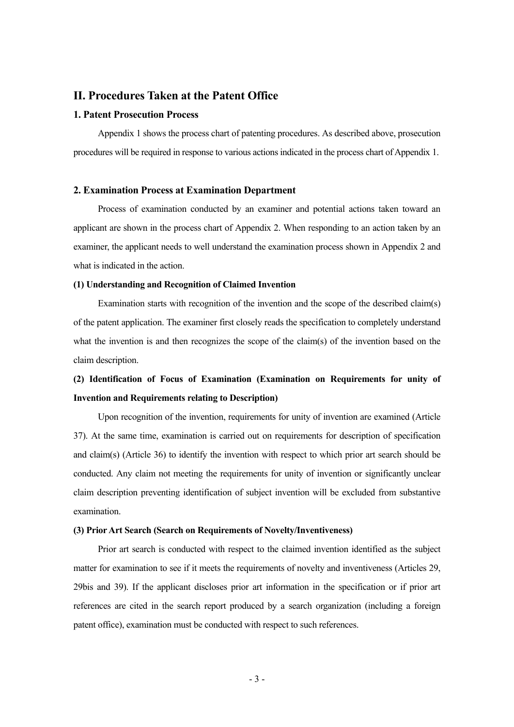## II. Procedures Taken at the Patent Office

### 1. Patent Prosecution Process

Appendix 1 shows the process chart of patenting procedures. As described above, prosecution procedures will be required in response to various actions indicated in the process chart of Appendix 1.

### 2. Examination Process at Examination Department

Process of examination conducted by an examiner and potential actions taken toward an applicant are shown in the process chart of Appendix 2. When responding to an action taken by an examiner, the applicant needs to well understand the examination process shown in Appendix 2 and what is indicated in the action.

#### (1) Understanding and Recognition of Claimed Invention

Examination starts with recognition of the invention and the scope of the described claim(s) of the patent application. The examiner first closely reads the specification to completely understand what the invention is and then recognizes the scope of the claim(s) of the invention based on the claim description.

#### (2) Identification of Focus of Examination (Examination on Requirements for unity of Invention and Requirements relating to Description)

Upon recognition of the invention, requirements for unity of invention are examined (Article 37). At the same time, examination is carried out on requirements for description of specification and claim(s) (Article 36) to identify the invention with respect to which prior art search should be conducted. Any claim not meeting the requirements for unity of invention or significantly unclear claim description preventing identification of subject invention will be excluded from substantive examination.

#### (3) Prior Art Search (Search on Requirements of Novelty/Inventiveness)

Prior art search is conducted with respect to the claimed invention identified as the subject matter for examination to see if it meets the requirements of novelty and inventiveness (Articles 29, 29bis and 39). If the applicant discloses prior art information in the specification or if prior art references are cited in the search report produced by a search organization (including a foreign patent office), examination must be conducted with respect to such references.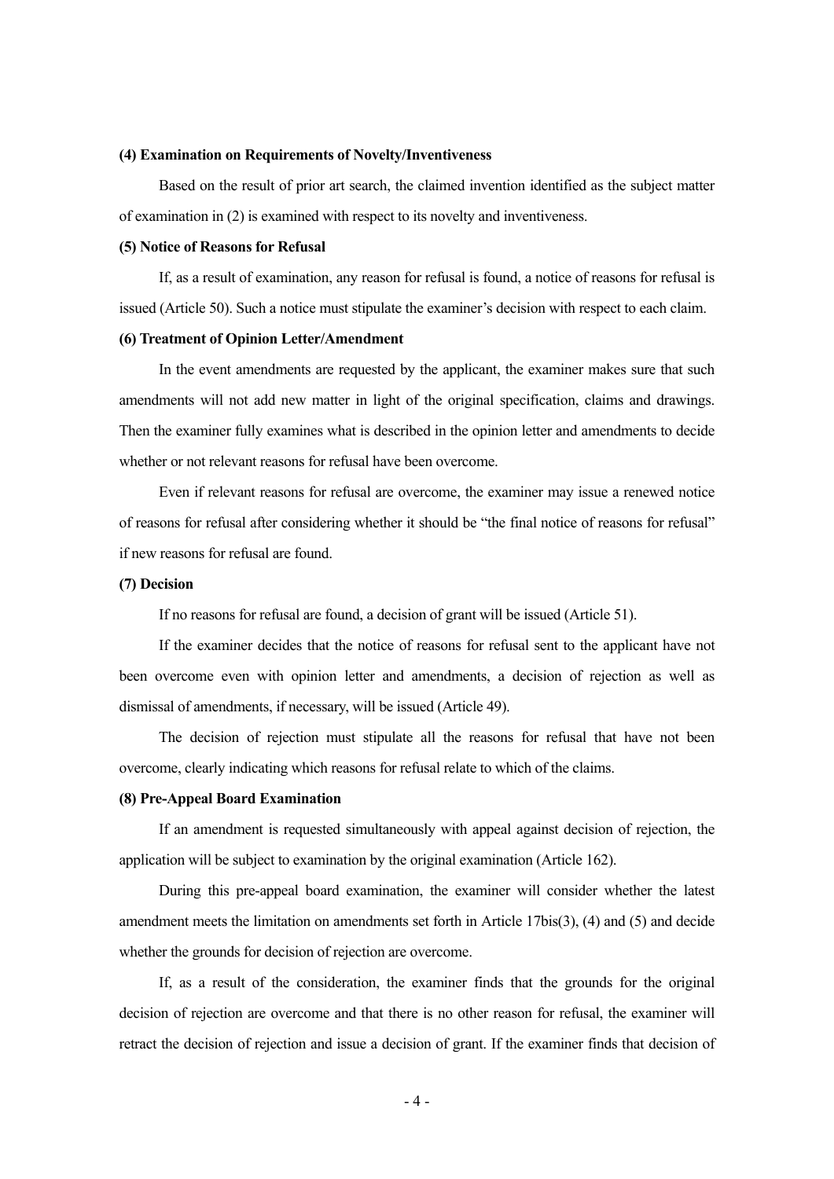**(4) Examination on Requirements of Novelty/Inventiveness**

Based on the result of prior art search, the claimed invention identified as the subject matter of examination in (2) is examined with respect to its novelty and inventiveness.

**(5) Notice of Reasons for Refusal**

If, as a result of examination, any reason for refusal is found, a notice of reasons for refusal is issued (Article 50). Such a notice must stipulate the examiner's decision with respect to each claim.

**(6) Treatment of Opinion Letter/Amendment**

In the event amendments are requested by the applicant, the examiner makes sure that such amendments will not add new matter in light of the original specification, claims and drawings. Then the examiner fully examines what is described in the opinion letter and amendments to decide whether or not relevant reasons for refusal have been overcome.

Even if relevant reasons for refusal are overcome, the examiner may issue a renewed notice of reasons for refusal after considering whether it should be "the final notice of reasons for refusal" if new reasons for refusal are found.

**(7) Decision**

If no reasons for refusal are found, a decision of grant will be issued (Article 51).

If the examiner decides that the notice of reasons for refusal sent to the applicant have not been overcome even with opinion letter and amendments, a decision of rejection as well as dismissal of amendments, if necessary, will be issued (Article 49).

The decision of rejection must stipulate all the reasons for refusal that have not been overcome, clearly indicating which reasons for refusal relate to which of the claims.

**(8) Pre-Appeal Board Examination**

If an amendment is requested simultaneously with appeal against decision of rejection, the application will be subject to examination by the original examination (Article 162).

During this pre-appeal board examination, the examiner will consider whether the latest amendment meets the limitation on amendments set forth in Article 17bis(3), (4) and (5) and decide whether the grounds for decision of rejection are overcome.

If, as a result of the consideration, the examiner finds that the grounds for the original decision of rejection are overcome and that there is no other reason for refusal, the examiner will retract the decision of rejection and issue a decision of grant. If the examiner finds that decision of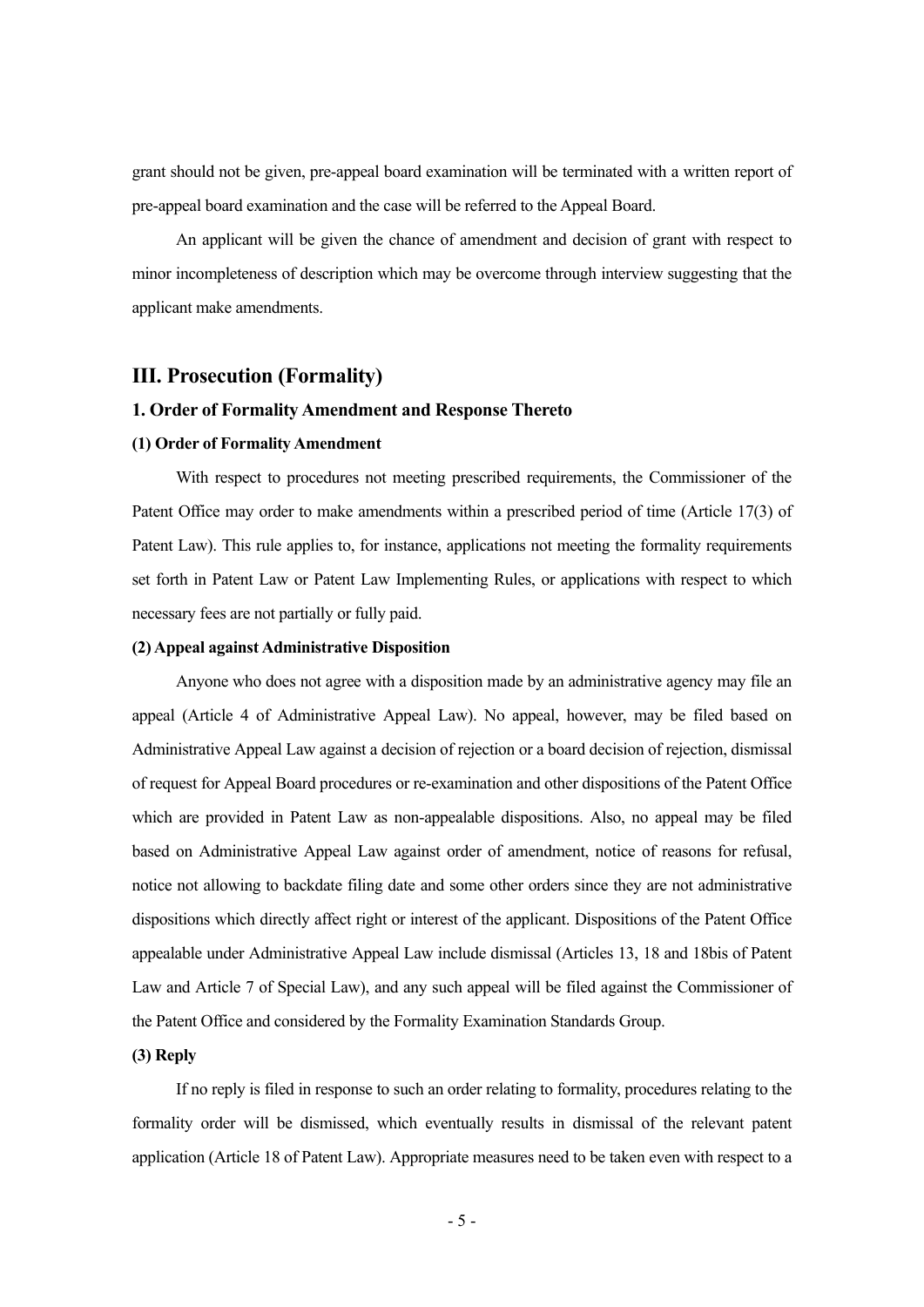grant should not be given, pre-appeal board examination will be terminated with a written report of pre-appeal board examination and the case will be referred to the Appeal Board.

An applicant will be given the chance of amendment and decision of grant with respect to minor incompleteness of description which may be overcome through interview suggesting that the applicant make amendments.

## III. Prosecution (Formality)

### 1. Order of Formality Amendment and Response Thereto

#### (1) Order of Formality Amendment

With respect to procedures not meeting prescribed requirements, the Commissioner of the Patent Office may order to make amendments within a prescribed period of time (Article 17(3) of Patent Law). This rule applies to, for instance, applications not meeting the formality requirements set forth in Patent Law or Patent Law Implementing Rules, or applications with respect to which necessary fees are not partially or fully paid.

#### (2) Appeal against Administrative Disposition

Anyone who does not agree with a disposition made by an administrative agency may file an appeal (Article 4 of Administrative Appeal Law). No appeal, however, may be filed based on Administrative Appeal Law against a decision of rejection or a board decision of rejection, dismissal of request for Appeal Board procedures or re-examination and other dispositions of the Patent Office which are provided in Patent Law as non-appealable dispositions. Also, no appeal may be filed based on Administrative Appeal Law against order of amendment, notice of reasons for refusal, notice not allowing to backdate filing date and some other orders since they are not administrative dispositions which directly affect right or interest of the applicant. Dispositions of the Patent Office appealable under Administrative Appeal Law include dismissal (Articles 13, 18 and 18bis of Patent Law and Article 7 of Special Law), and any such appeal will be filed against the Commissioner of the Patent Office and considered by the Formality Examination Standards Group.

#### (3) Reply

If no reply is filed in response to such an order relating to formality, procedures relating to the formality order will be dismissed, which eventually results in dismissal of the relevant patent application (Article 18 of Patent Law). Appropriate measures need to be taken even with respect to a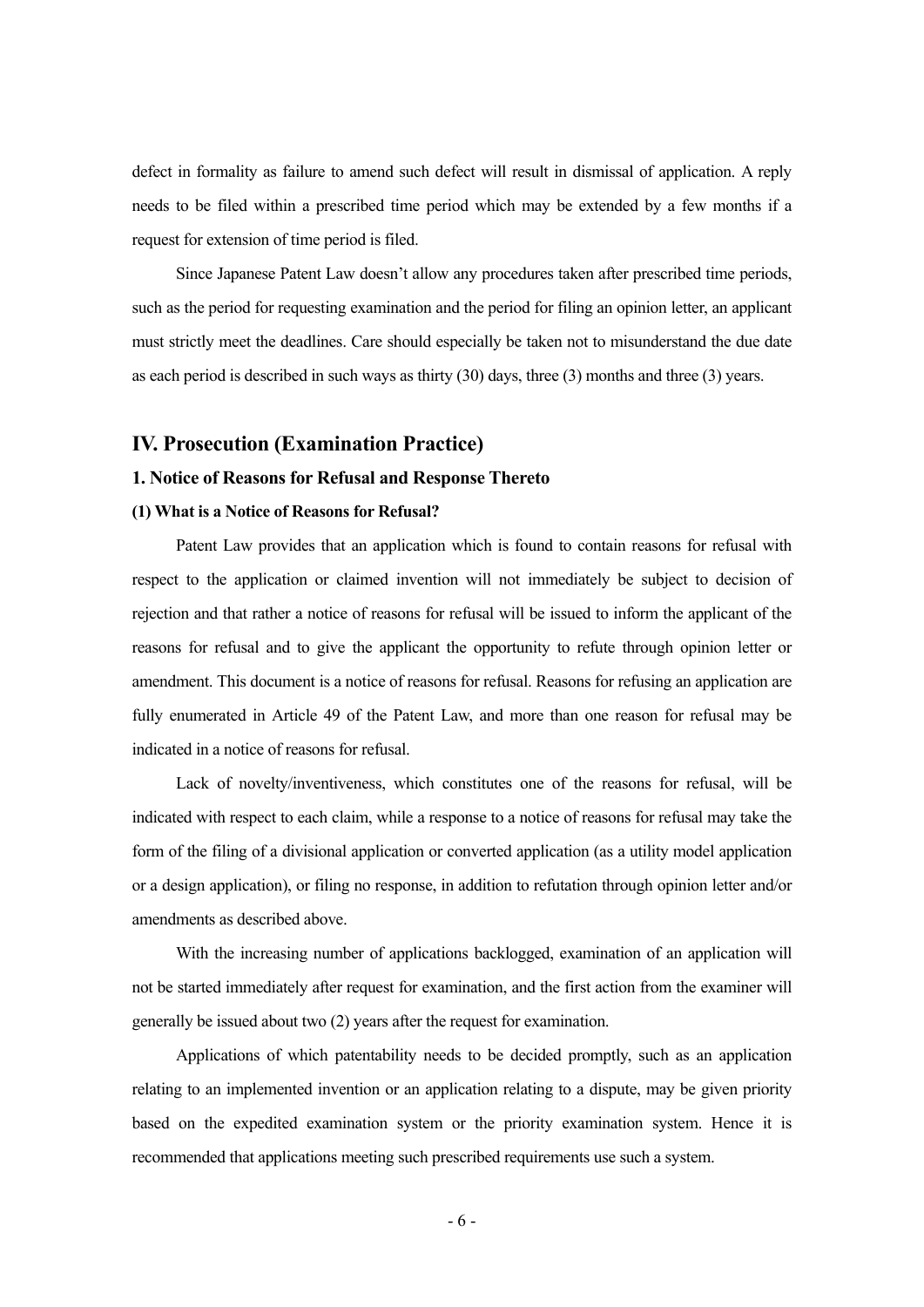defect in formality as failure to amend such defect will result in dismissal of application. A reply needs to be filed within a prescribed time period which may be extended by a few months if a request for extension of time period is filed.

Since Japanese Patent Law doesn't allow any procedures taken after prescribed time periods, such as the period for requesting examination and the period for filing an opinion letter, an applicant must strictly meet the deadlines. Care should especially be taken not to misunderstand the due date as each period is described in such ways as thirty (30) days, three (3) months and three (3) years.

## IV. Prosecution (Examination Practice)

### 1. Notice of Reasons for Refusal and Response Thereto

#### (1) What is a Notice of Reasons for Refusal?

Patent Law provides that an application which is found to contain reasons for refusal with respect to the application or claimed invention will not immediately be subject to decision of rejection and that rather a notice of reasons for refusal will be issued to inform the applicant of the reasons for refusal and to give the applicant the opportunity to refute through opinion letter or amendment. This document is a notice of reasons for refusal. Reasons for refusing an application are fully enumerated in Article 49 of the Patent Law, and more than one reason for refusal may be indicated in a notice of reasons for refusal.

Lack of novelty/inventiveness, which constitutes one of the reasons for refusal, will be indicated with respect to each claim, while a response to a notice of reasons for refusal may take the form of the filing of a divisional application or converted application (as a utility model application or a design application), or filing no response, in addition to refutation through opinion letter and/or amendments as described above.

With the increasing number of applications backlogged, examination of an application will not be started immediately after request for examination, and the first action from the examiner will generally be issued about two (2) years after the request for examination.

Applications of which patentability needs to be decided promptly, such as an application relating to an implemented invention or an application relating to a dispute, may be given priority based on the expedited examination system or the priority examination system. Hence it is recommended that applications meeting such prescribed requirements use such a system.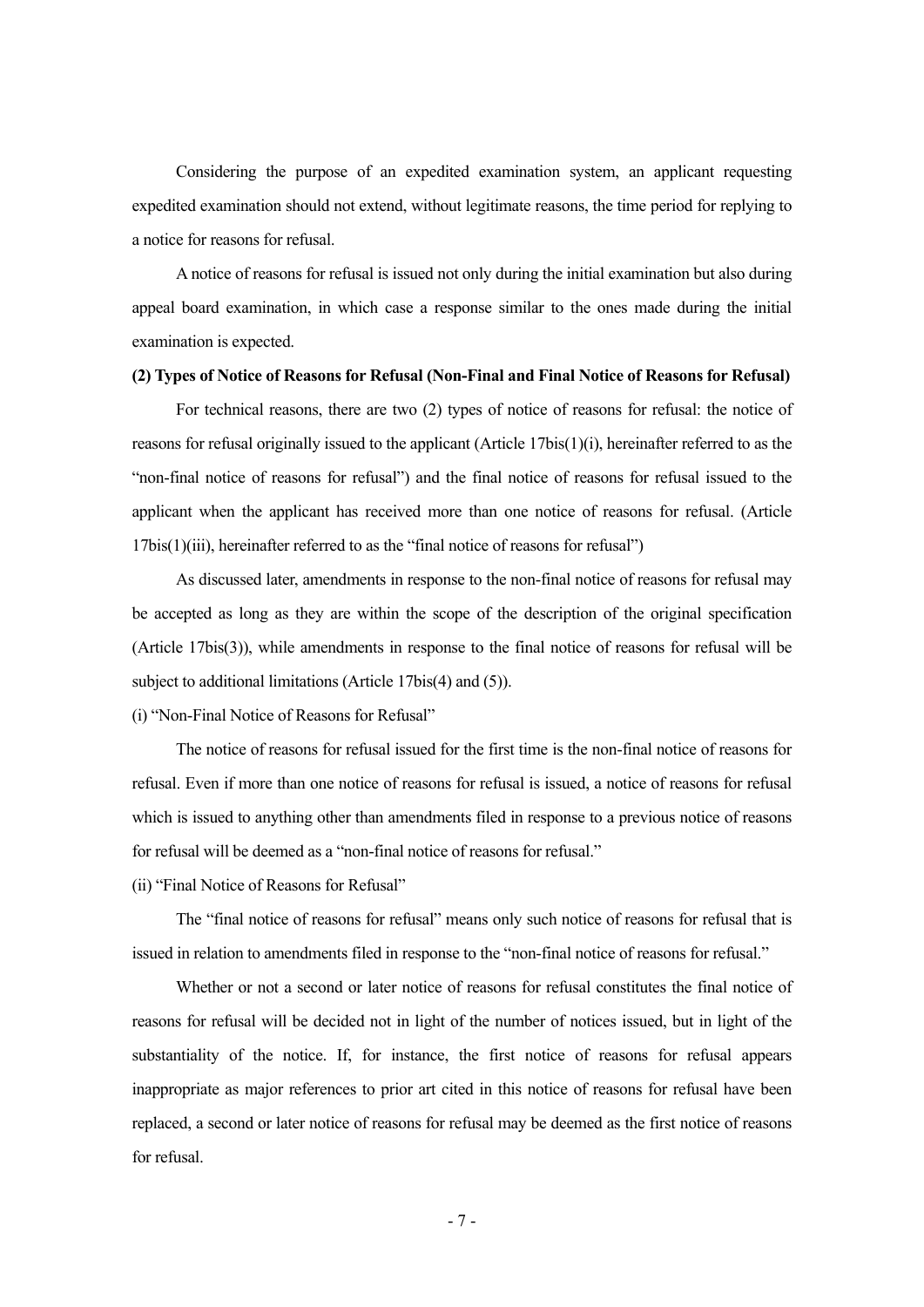Considering the purpose of an expedited examination system, an applicant requesting expedited examination should not extend, without legitimate reasons, the time period for replying to a notice for reasons for refusal.

A notice of reasons for refusal is issued not only during the initial examination but also during appeal board examination, in which case a response similar to the ones made during the initial examination is expected.

**(2) Types of Notice of Reasons for Refusal (Non-Final and Final Notice of Reasons for Refusal)**

For technical reasons, there are two (2) types of notice of reasons for refusal: the notice of reasons for refusal originally issued to the applicant (Article 17bis(1)(i), hereinafter referred to as the "non-final notice of reasons for refusal") and the final notice of reasons for refusal issued to the applicant when the applicant has received more than one notice of reasons for refusal. (Article 17bis(1)(iii), hereinafter referred to as the "final notice of reasons for refusal")

As discussed later, amendments in response to the non-final notice of reasons for refusal may be accepted as long as they are within the scope of the description of the original specification (Article 17bis(3)), while amendments in response to the final notice of reasons for refusal will be subject to additional limitations (Article 17bis(4) and (5)).

(i) "Non-Final Notice of Reasons for Refusal"

The notice of reasons for refusal issued for the first time is the non-final notice of reasons for refusal. Even if more than one notice of reasons for refusal is issued, a notice of reasons for refusal which is issued to anything other than amendments filed in response to a previous notice of reasons for refusal will be deemed as a "non-final notice of reasons for refusal."

(ii) "Final Notice of Reasons for Refusal"

The "final notice of reasons for refusal" means only such notice of reasons for refusal that is issued in relation to amendments filed in response to the "non-final notice of reasons for refusal."

Whether or not a second or later notice of reasons for refusal constitutes the final notice of reasons for refusal will be decided not in light of the number of notices issued, but in light of the substantiality of the notice. If, for instance, the first notice of reasons for refusal appears inappropriate as major references to prior art cited in this notice of reasons for refusal have been replaced, a second or later notice of reasons for refusal may be deemed as the first notice of reasons for refusal.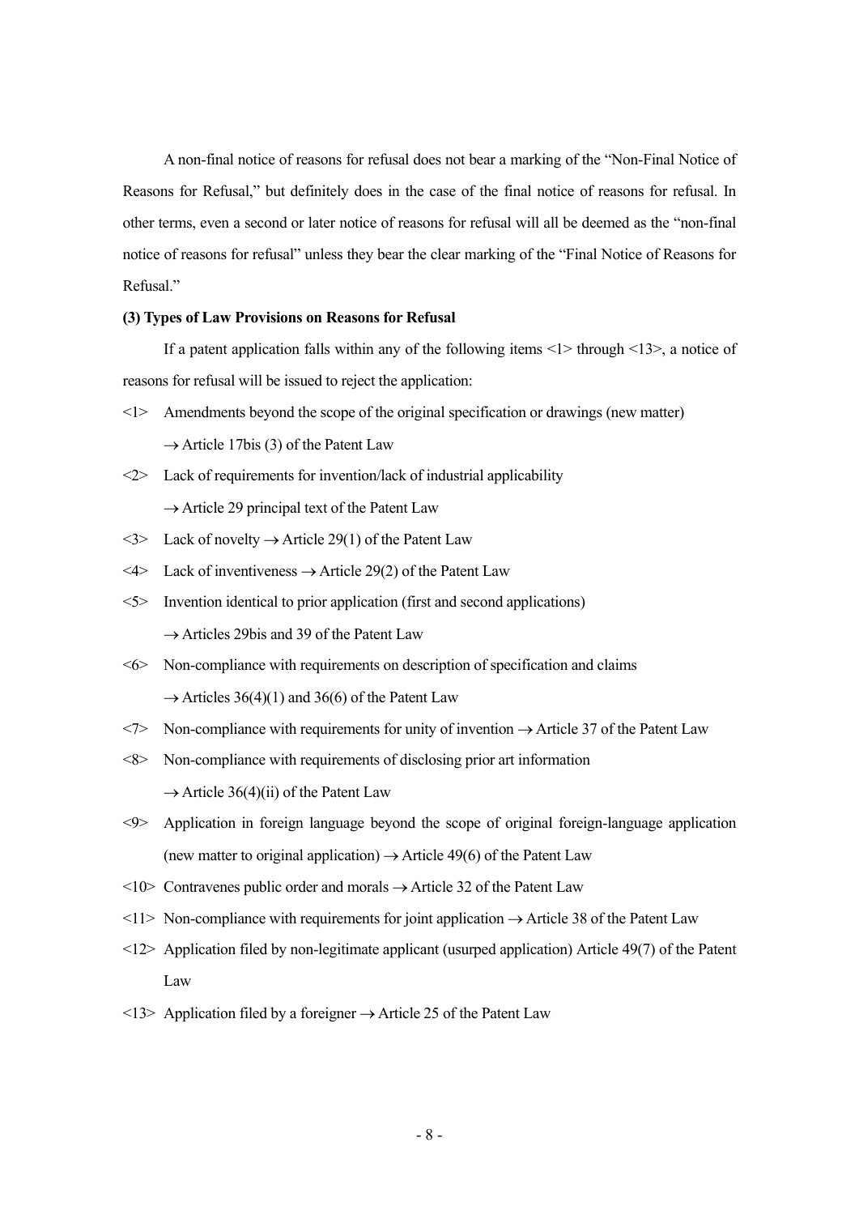A non-final notice of reasons for refusal does not bear a marking of the "Non-Final Notice of Reasons for Refusal," but definitely does in the case of the final notice of reasons for refusal. In other terms, even a second or later notice of reasons for refusal will all be deemed as the "non-final notice of reasons for refusal" unless they bear the clear marking of the "Final Notice of Reasons for Refusal."

**(3) Types of Law Provisions on Reasons for Refusal**

If a patent application falls within any of the following items <1> through <13>, a notice of reasons for refusal will be issued to reject the application:

<1> Amendments beyond the scope of the original specification or drawings (new matter)
→ Article 17bis (3) of the Patent Law

<2> Lack of requirements for invention/lack of industrial applicability
→ Article 29 principal text of the Patent Law

<3> Lack of novelty → Article 29(1) of the Patent Law

<4> Lack of inventiveness → Article 29(2) of the Patent Law

<5> Invention identical to prior application (first and second applications)
→ Articles 29bis and 39 of the Patent Law

<6> Non-compliance with requirements on description of specification and claims
→ Articles 36(4)(1) and 36(6) of the Patent Law

<7> Non-compliance with requirements for unity of invention → Article 37 of the Patent Law

<8> Non-compliance with requirements of disclosing prior art information
→ Article 36(4)(ii) of the Patent Law

<9> Application in foreign language beyond the scope of original foreign-language application (new matter to original application) → Article 49(6) of the Patent Law

<10> Contravenes public order and morals → Article 32 of the Patent Law

<11> Non-compliance with requirements for joint application → Article 38 of the Patent Law

<12> Application filed by non-legitimate applicant (usurped application) Article 49(7) of the Patent Law

<13> Application filed by a foreigner → Article 25 of the Patent Law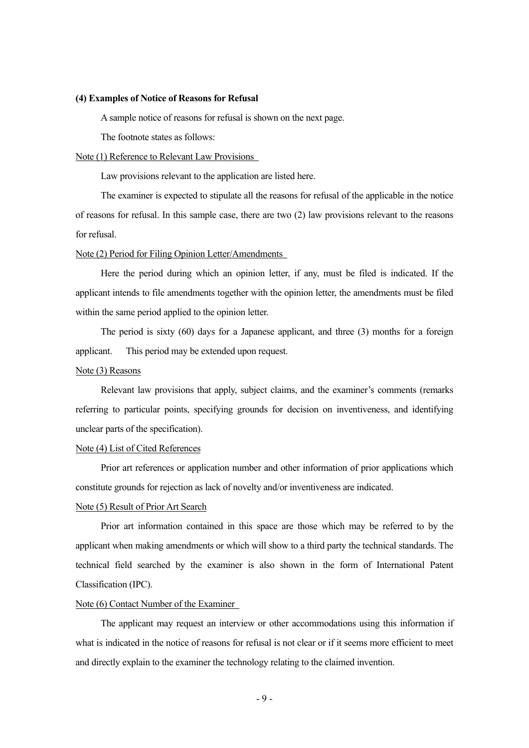**(4) Examples of Notice of Reasons for Refusal**

A sample notice of reasons for refusal is shown on the next page.

The footnote states as follows:

Note (1) Reference to Relevant Law Provisions

Law provisions relevant to the application are listed here.

The examiner is expected to stipulate all the reasons for refusal of the applicable in the notice of reasons for refusal. In this sample case, there are two (2) law provisions relevant to the reasons for refusal.

Note (2) Period for Filing Opinion Letter/Amendments

Here the period during which an opinion letter, if any, must be filed is indicated. If the applicant intends to file amendments together with the opinion letter, the amendments must be filed within the same period applied to the opinion letter.

The period is sixty (60) days for a Japanese applicant, and three (3) months for a foreign applicant. This period may be extended upon request.

Note (3) Reasons

Relevant law provisions that apply, subject claims, and the examiner's comments (remarks referring to particular points, specifying grounds for decision on inventiveness, and identifying unclear parts of the specification).

Note (4) List of Cited References

Prior art references or application number and other information of prior applications which constitute grounds for rejection as lack of novelty and/or inventiveness are indicated.

Note (5) Result of Prior Art Search

Prior art information contained in this space are those which may be referred to by the applicant when making amendments or which will show to a third party the technical standards. The technical field searched by the examiner is also shown in the form of International Patent Classification (IPC).

Note (6) Contact Number of the Examiner

The applicant may request an interview or other accommodations using this information if what is indicated in the notice of reasons for refusal is not clear or if it seems more efficient to meet and directly explain to the examiner the technology relating to the claimed invention.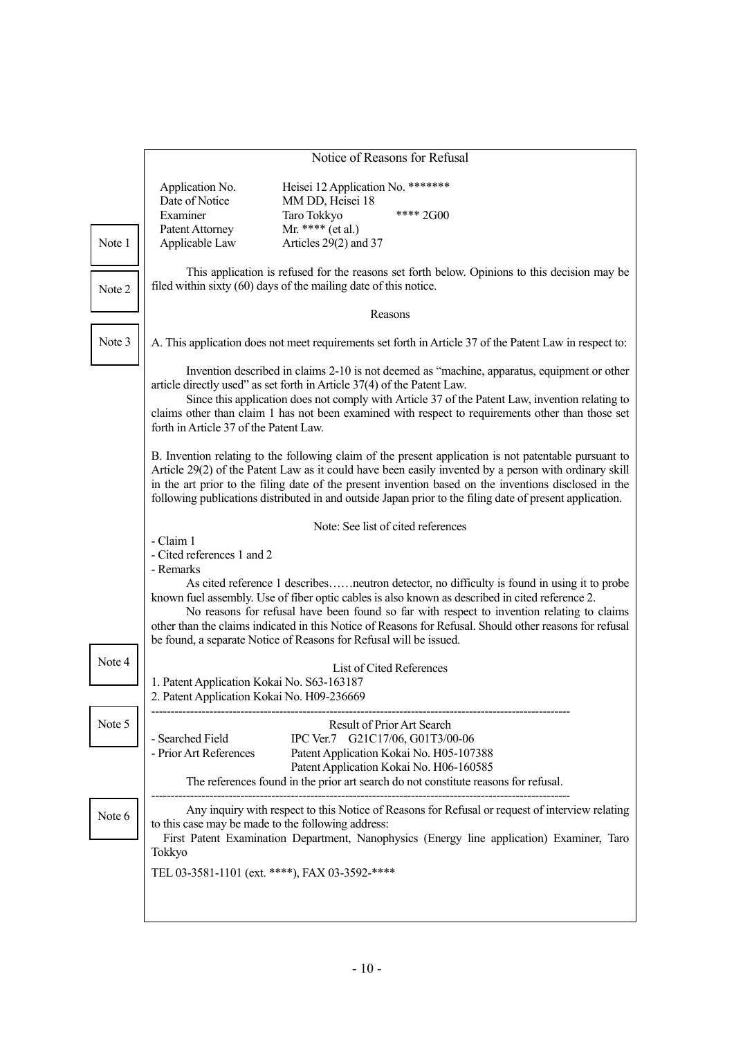## Notice of Reasons for Refusal

| | | |
|---|---|---|
| Application No. | Heisei 12 Application No. ******* | |
| Date of Notice | MM DD, Heisei 18 | |
| Examiner | Taro Tokkyo | **** 2G00 |
| Patent Attorney | Mr. **** (et al.) | |
| Applicable Law | Articles 29(2) and 37 | |

Note 1

This application is refused for the reasons set forth below. Opinions to this decision may be filed within sixty (60) days of the mailing date of this notice.

Note 2

Reasons

Note 3

A. This application does not meet requirements set forth in Article 37 of the Patent Law in respect to:

Invention described in claims 2-10 is not deemed as "machine, apparatus, equipment or other article directly used" as set forth in Article 37(4) of the Patent Law.

Since this application does not comply with Article 37 of the Patent Law, invention relating to claims other than claim 1 has not been examined with respect to requirements other than those set forth in Article 37 of the Patent Law.

B. Invention relating to the following claim of the present application is not patentable pursuant to Article 29(2) of the Patent Law as it could have been easily invented by a person with ordinary skill in the art prior to the filing date of the present invention based on the inventions disclosed in the following publications distributed in and outside Japan prior to the filing date of present application.

Note: See list of cited references

- Claim 1
- Cited references 1 and 2
- Remarks

As cited reference 1 describes……neutron detector, no difficulty is found in using it to probe known fuel assembly. Use of fiber optic cables is also known as described in cited reference 2.

No reasons for refusal have been found so far with respect to invention relating to claims other than the claims indicated in this Notice of Reasons for Refusal. Should other reasons for refusal be found, a separate Notice of Reasons for Refusal will be issued.

Note 4

List of Cited References

1. Patent Application Kokai No. S63-163187
2. Patent Application Kokai No. H09-236669

---

Note 5

Result of Prior Art Search

- Searched Field IPC Ver.7 G21C17/06, G01T3/00-06
- Prior Art References Patent Application Kokai No. H05-107388
  Patent Application Kokai No. H06-160585

The references found in the prior art search do not constitute reasons for refusal.

---

Note 6

Any inquiry with respect to this Notice of Reasons for Refusal or request of interview relating to this case may be made to the following address:

First Patent Examination Department, Nanophysics (Energy line application) Examiner, Taro Tokkyo

TEL 03-3581-1101 (ext. ****), FAX 03-3592-****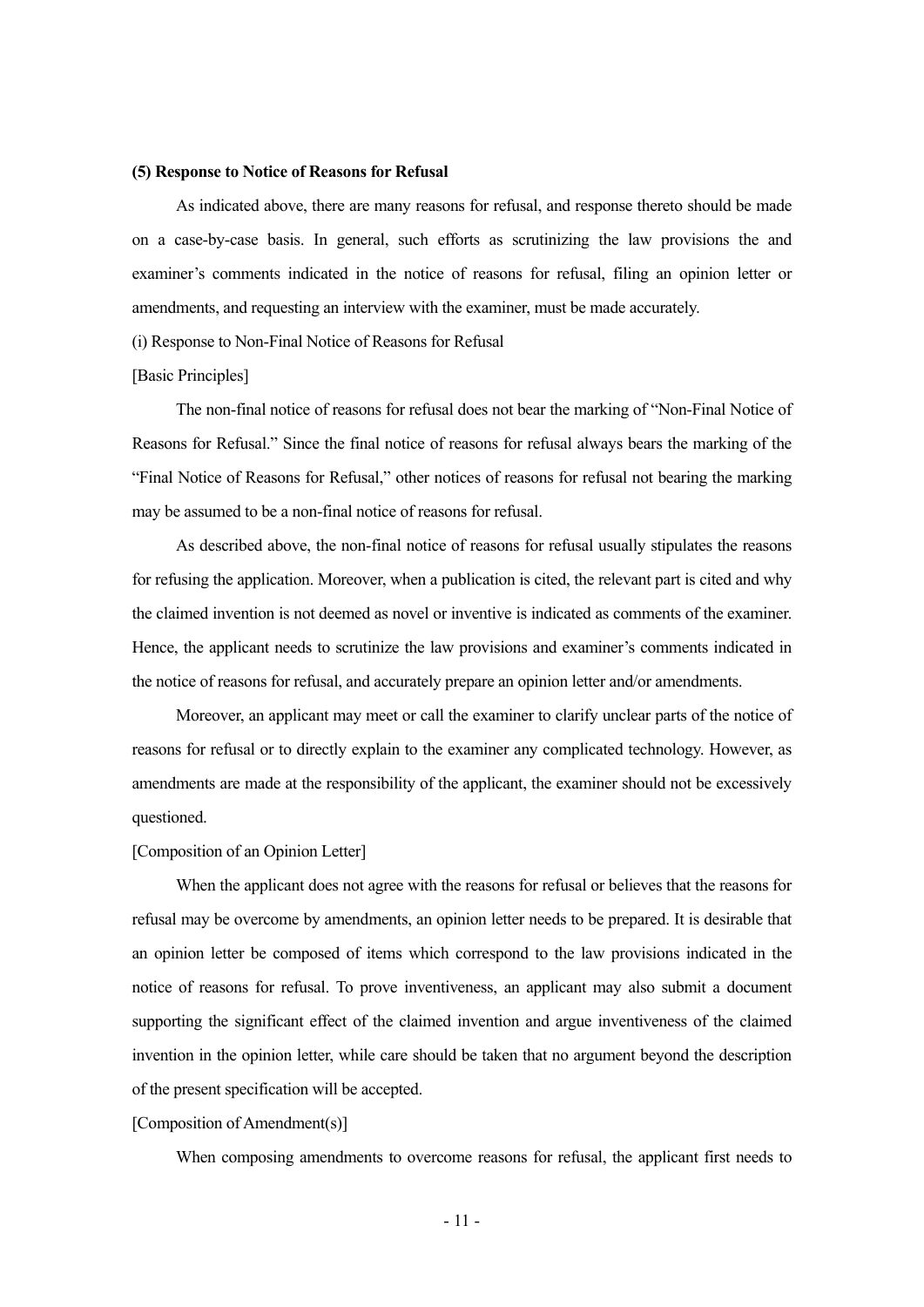**(5) Response to Notice of Reasons for Refusal**

As indicated above, there are many reasons for refusal, and response thereto should be made on a case-by-case basis. In general, such efforts as scrutinizing the law provisions the and examiner's comments indicated in the notice of reasons for refusal, filing an opinion letter or amendments, and requesting an interview with the examiner, must be made accurately.

(i) Response to Non-Final Notice of Reasons for Refusal

[Basic Principles]

The non-final notice of reasons for refusal does not bear the marking of "Non-Final Notice of Reasons for Refusal." Since the final notice of reasons for refusal always bears the marking of the "Final Notice of Reasons for Refusal," other notices of reasons for refusal not bearing the marking may be assumed to be a non-final notice of reasons for refusal.

As described above, the non-final notice of reasons for refusal usually stipulates the reasons for refusing the application. Moreover, when a publication is cited, the relevant part is cited and why the claimed invention is not deemed as novel or inventive is indicated as comments of the examiner. Hence, the applicant needs to scrutinize the law provisions and examiner's comments indicated in the notice of reasons for refusal, and accurately prepare an opinion letter and/or amendments.

Moreover, an applicant may meet or call the examiner to clarify unclear parts of the notice of reasons for refusal or to directly explain to the examiner any complicated technology. However, as amendments are made at the responsibility of the applicant, the examiner should not be excessively questioned.

[Composition of an Opinion Letter]

When the applicant does not agree with the reasons for refusal or believes that the reasons for refusal may be overcome by amendments, an opinion letter needs to be prepared. It is desirable that an opinion letter be composed of items which correspond to the law provisions indicated in the notice of reasons for refusal. To prove inventiveness, an applicant may also submit a document supporting the significant effect of the claimed invention and argue inventiveness of the claimed invention in the opinion letter, while care should be taken that no argument beyond the description of the present specification will be accepted.

[Composition of Amendment(s)]

When composing amendments to overcome reasons for refusal, the applicant first needs to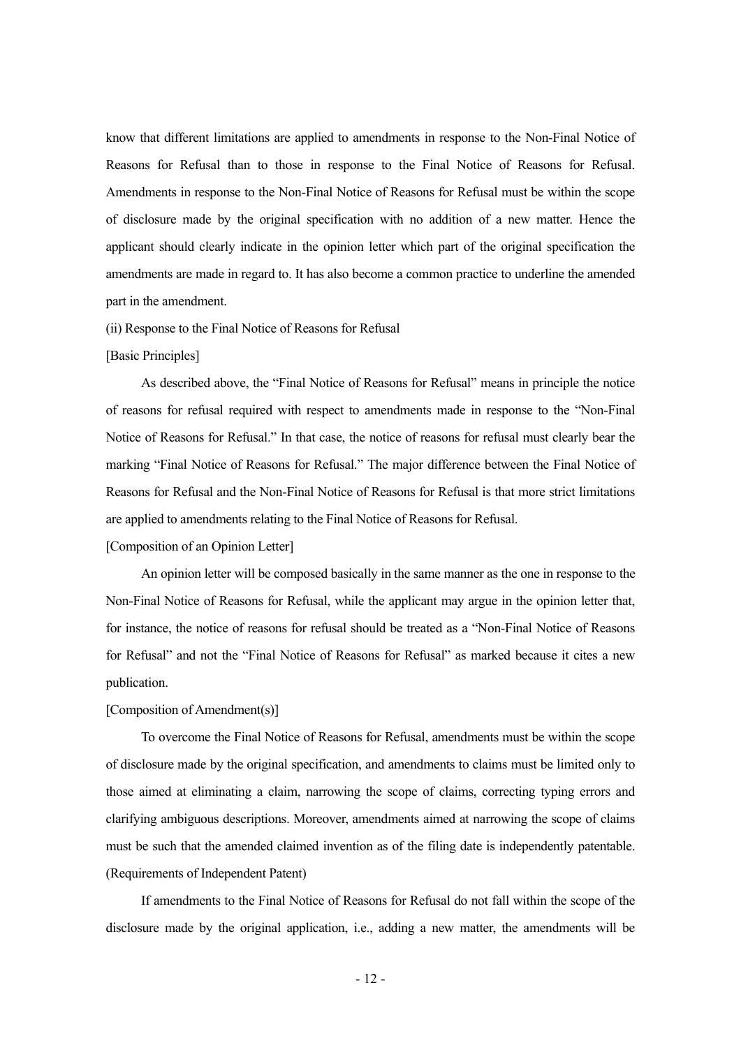know that different limitations are applied to amendments in response to the Non-Final Notice of Reasons for Refusal than to those in response to the Final Notice of Reasons for Refusal. Amendments in response to the Non-Final Notice of Reasons for Refusal must be within the scope of disclosure made by the original specification with no addition of a new matter. Hence the applicant should clearly indicate in the opinion letter which part of the original specification the amendments are made in regard to. It has also become a common practice to underline the amended part in the amendment.

(ii) Response to the Final Notice of Reasons for Refusal

[Basic Principles]

As described above, the "Final Notice of Reasons for Refusal" means in principle the notice of reasons for refusal required with respect to amendments made in response to the "Non-Final Notice of Reasons for Refusal." In that case, the notice of reasons for refusal must clearly bear the marking "Final Notice of Reasons for Refusal." The major difference between the Final Notice of Reasons for Refusal and the Non-Final Notice of Reasons for Refusal is that more strict limitations are applied to amendments relating to the Final Notice of Reasons for Refusal.

[Composition of an Opinion Letter]

An opinion letter will be composed basically in the same manner as the one in response to the Non-Final Notice of Reasons for Refusal, while the applicant may argue in the opinion letter that, for instance, the notice of reasons for refusal should be treated as a "Non-Final Notice of Reasons for Refusal" and not the "Final Notice of Reasons for Refusal" as marked because it cites a new publication.

[Composition of Amendment(s)]

To overcome the Final Notice of Reasons for Refusal, amendments must be within the scope of disclosure made by the original specification, and amendments to claims must be limited only to those aimed at eliminating a claim, narrowing the scope of claims, correcting typing errors and clarifying ambiguous descriptions. Moreover, amendments aimed at narrowing the scope of claims must be such that the amended claimed invention as of the filing date is independently patentable. (Requirements of Independent Patent)

If amendments to the Final Notice of Reasons for Refusal do not fall within the scope of the disclosure made by the original application, i.e., adding a new matter, the amendments will be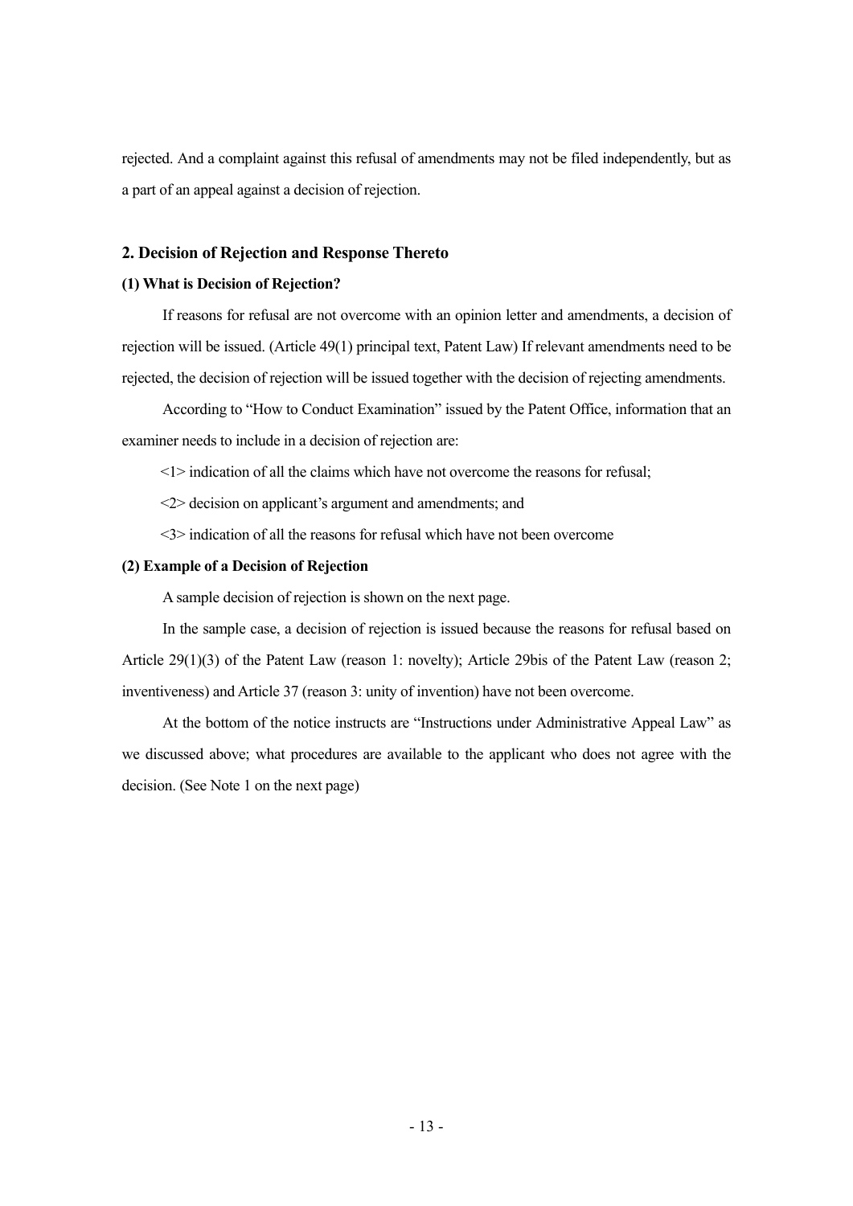rejected. And a complaint against this refusal of amendments may not be filed independently, but as a part of an appeal against a decision of rejection.

## 2. Decision of Rejection and Response Thereto

### (1) What is Decision of Rejection?

If reasons for refusal are not overcome with an opinion letter and amendments, a decision of rejection will be issued. (Article 49(1) principal text, Patent Law) If relevant amendments need to be rejected, the decision of rejection will be issued together with the decision of rejecting amendments.

According to "How to Conduct Examination" issued by the Patent Office, information that an examiner needs to include in a decision of rejection are:

<1> indication of all the claims which have not overcome the reasons for refusal;

<2> decision on applicant's argument and amendments; and

<3> indication of all the reasons for refusal which have not been overcome

### (2) Example of a Decision of Rejection

A sample decision of rejection is shown on the next page.

In the sample case, a decision of rejection is issued because the reasons for refusal based on Article 29(1)(3) of the Patent Law (reason 1: novelty); Article 29bis of the Patent Law (reason 2; inventiveness) and Article 37 (reason 3: unity of invention) have not been overcome.

At the bottom of the notice instructs are "Instructions under Administrative Appeal Law" as we discussed above; what procedures are available to the applicant who does not agree with the decision. (See Note 1 on the next page)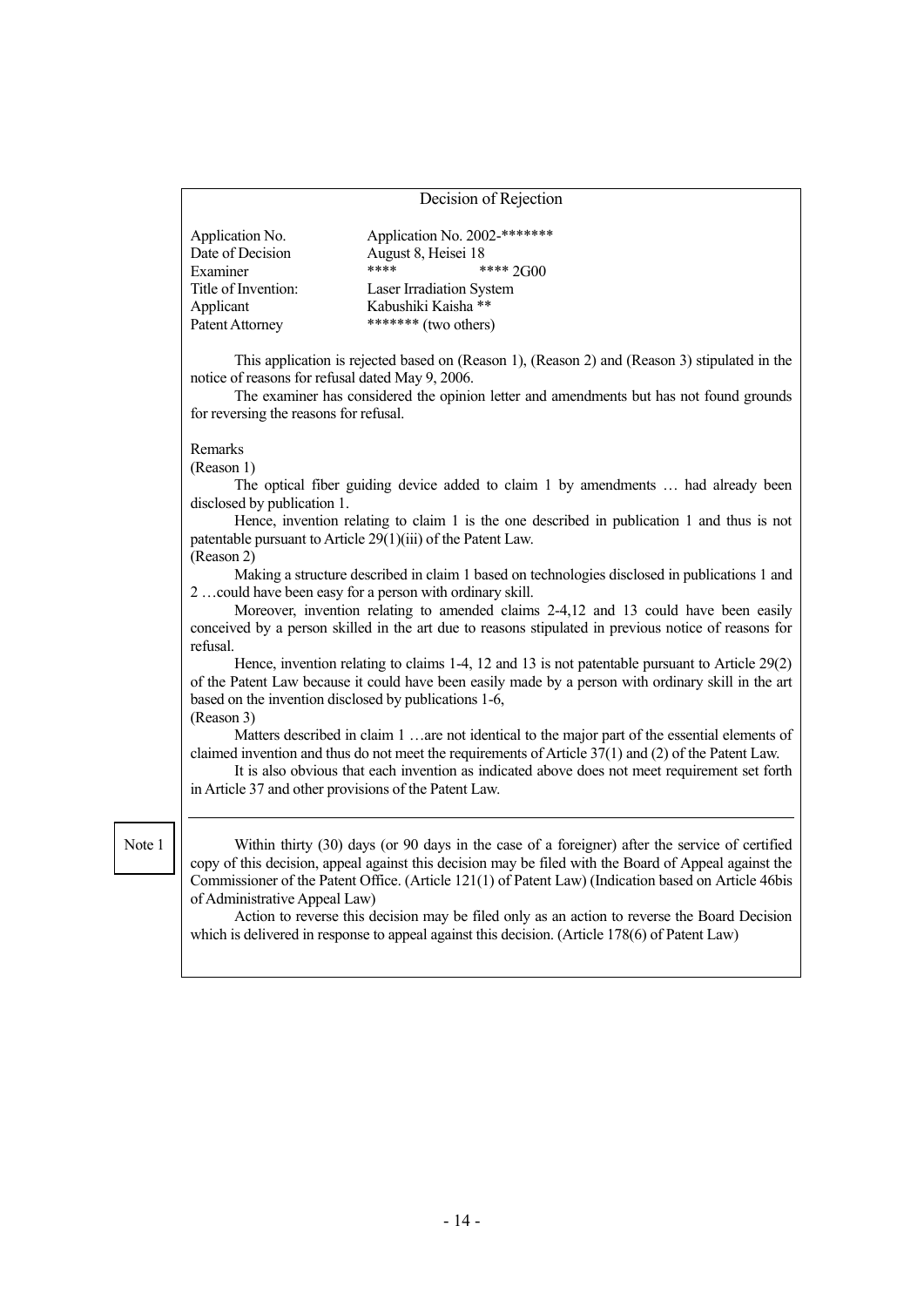# Decision of Rejection

| | |
|---|---|
| Application No. | Application No. 2002-******* |
| Date of Decision | August 8, Heisei 18 |
| Examiner | **** **** 2G00 |
| Title of Invention: | Laser Irradiation System |
| Applicant | Kabushiki Kaisha ** |
| Patent Attorney | ******* (two others) |

This application is rejected based on (Reason 1), (Reason 2) and (Reason 3) stipulated in the notice of reasons for refusal dated May 9, 2006.

The examiner has considered the opinion letter and amendments but has not found grounds for reversing the reasons for refusal.

Remarks

(Reason 1)

The optical fiber guiding device added to claim 1 by amendments … had already been disclosed by publication 1.

Hence, invention relating to claim 1 is the one described in publication 1 and thus is not patentable pursuant to Article 29(1)(iii) of the Patent Law.

(Reason 2)

Making a structure described in claim 1 based on technologies disclosed in publications 1 and 2 …could have been easy for a person with ordinary skill.

Moreover, invention relating to amended claims 2-4,12 and 13 could have been easily conceived by a person skilled in the art due to reasons stipulated in previous notice of reasons for refusal.

Hence, invention relating to claims 1-4, 12 and 13 is not patentable pursuant to Article 29(2) of the Patent Law because it could have been easily made by a person with ordinary skill in the art based on the invention disclosed by publications 1-6,

(Reason 3)

Matters described in claim 1 …are not identical to the major part of the essential elements of claimed invention and thus do not meet the requirements of Article 37(1) and (2) of the Patent Law.

It is also obvious that each invention as indicated above does not meet requirement set forth in Article 37 and other provisions of the Patent Law.

---

Note 1

Within thirty (30) days (or 90 days in the case of a foreigner) after the service of certified copy of this decision, appeal against this decision may be filed with the Board of Appeal against the Commissioner of the Patent Office. (Article 121(1) of Patent Law) (Indication based on Article 46bis of Administrative Appeal Law)

Action to reverse this decision may be filed only as an action to reverse the Board Decision which is delivered in response to appeal against this decision. (Article 178(6) of Patent Law)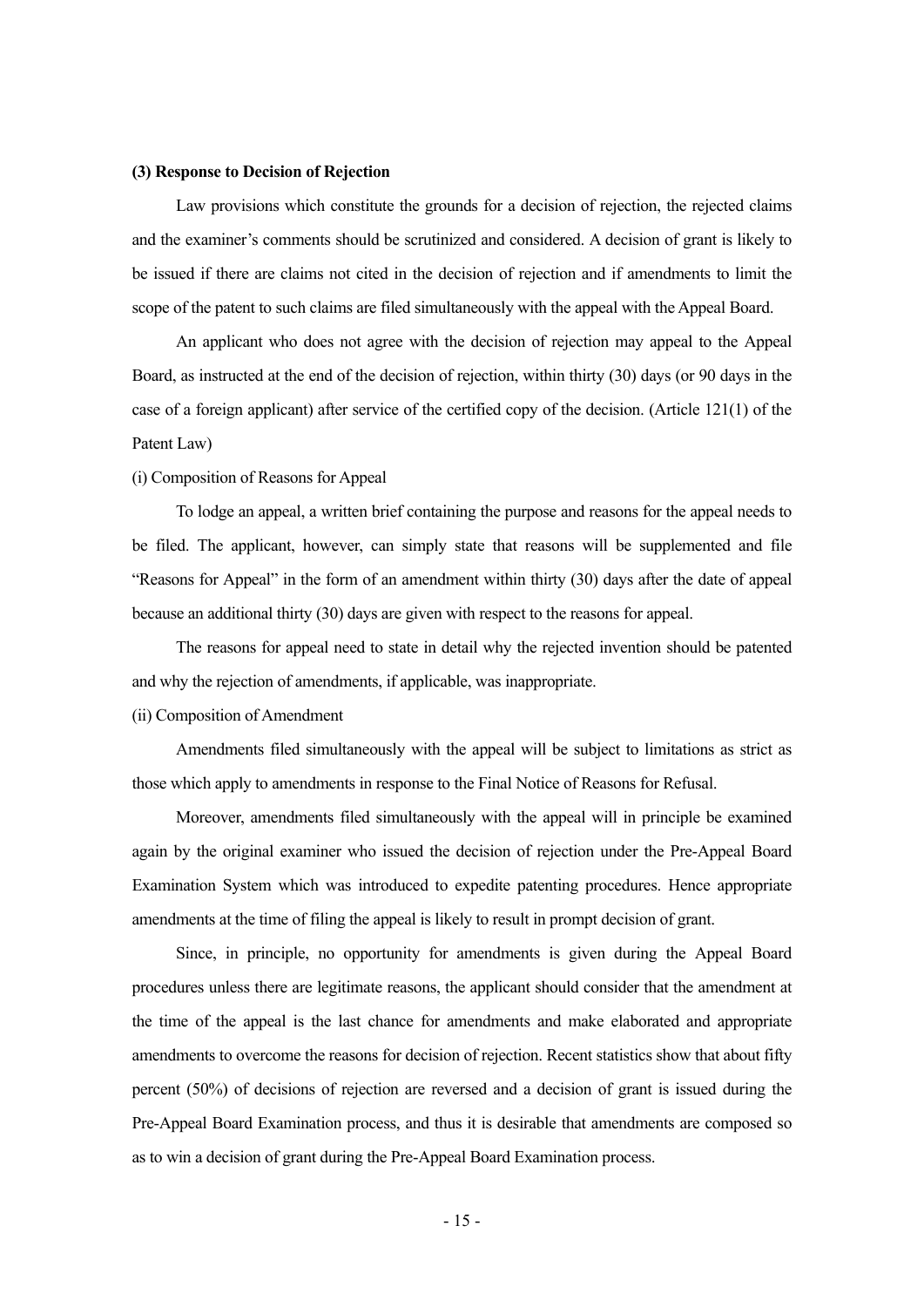**(3) Response to Decision of Rejection**

Law provisions which constitute the grounds for a decision of rejection, the rejected claims and the examiner's comments should be scrutinized and considered. A decision of grant is likely to be issued if there are claims not cited in the decision of rejection and if amendments to limit the scope of the patent to such claims are filed simultaneously with the appeal with the Appeal Board.

An applicant who does not agree with the decision of rejection may appeal to the Appeal Board, as instructed at the end of the decision of rejection, within thirty (30) days (or 90 days in the case of a foreign applicant) after service of the certified copy of the decision. (Article 121(1) of the Patent Law)

(i) Composition of Reasons for Appeal

To lodge an appeal, a written brief containing the purpose and reasons for the appeal needs to be filed. The applicant, however, can simply state that reasons will be supplemented and file "Reasons for Appeal" in the form of an amendment within thirty (30) days after the date of appeal because an additional thirty (30) days are given with respect to the reasons for appeal.

The reasons for appeal need to state in detail why the rejected invention should be patented and why the rejection of amendments, if applicable, was inappropriate.

(ii) Composition of Amendment

Amendments filed simultaneously with the appeal will be subject to limitations as strict as those which apply to amendments in response to the Final Notice of Reasons for Refusal.

Moreover, amendments filed simultaneously with the appeal will in principle be examined again by the original examiner who issued the decision of rejection under the Pre-Appeal Board Examination System which was introduced to expedite patenting procedures. Hence appropriate amendments at the time of filing the appeal is likely to result in prompt decision of grant.

Since, in principle, no opportunity for amendments is given during the Appeal Board procedures unless there are legitimate reasons, the applicant should consider that the amendment at the time of the appeal is the last chance for amendments and make elaborated and appropriate amendments to overcome the reasons for decision of rejection. Recent statistics show that about fifty percent (50%) of decisions of rejection are reversed and a decision of grant is issued during the Pre-Appeal Board Examination process, and thus it is desirable that amendments are composed so as to win a decision of grant during the Pre-Appeal Board Examination process.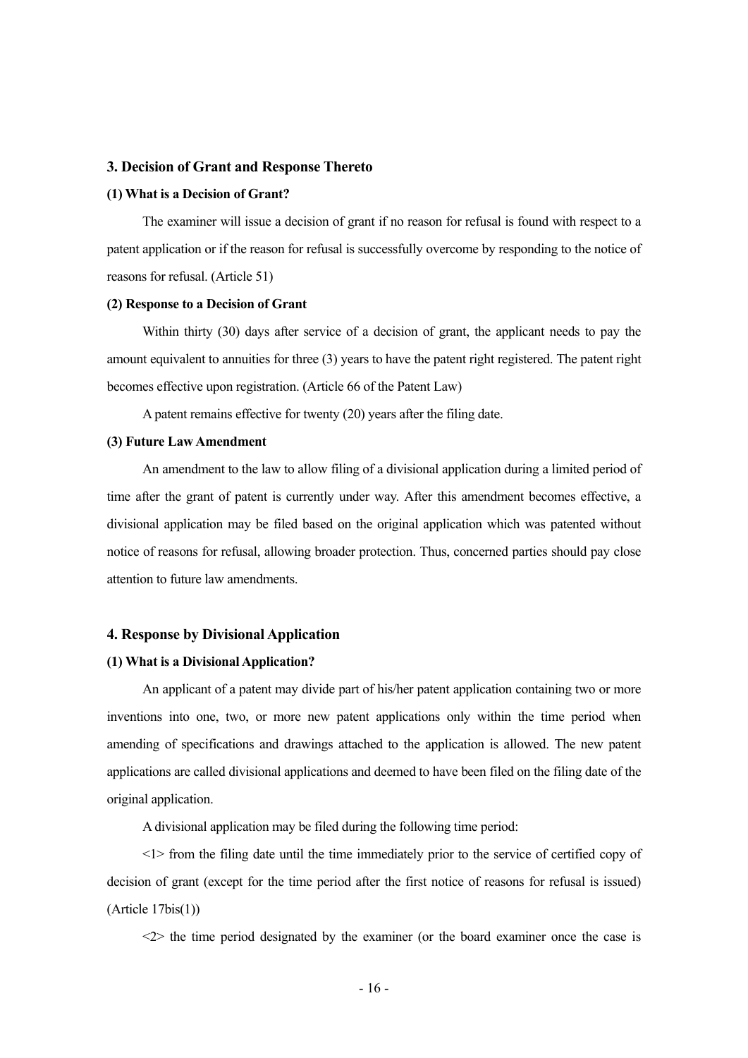## 3. Decision of Grant and Response Thereto

### (1) What is a Decision of Grant?

The examiner will issue a decision of grant if no reason for refusal is found with respect to a patent application or if the reason for refusal is successfully overcome by responding to the notice of reasons for refusal. (Article 51)

### (2) Response to a Decision of Grant

Within thirty (30) days after service of a decision of grant, the applicant needs to pay the amount equivalent to annuities for three (3) years to have the patent right registered. The patent right becomes effective upon registration. (Article 66 of the Patent Law)

A patent remains effective for twenty (20) years after the filing date.

### (3) Future Law Amendment

An amendment to the law to allow filing of a divisional application during a limited period of time after the grant of patent is currently under way. After this amendment becomes effective, a divisional application may be filed based on the original application which was patented without notice of reasons for refusal, allowing broader protection. Thus, concerned parties should pay close attention to future law amendments.

## 4. Response by Divisional Application

### (1) What is a Divisional Application?

An applicant of a patent may divide part of his/her patent application containing two or more inventions into one, two, or more new patent applications only within the time period when amending of specifications and drawings attached to the application is allowed. The new patent applications are called divisional applications and deemed to have been filed on the filing date of the original application.

A divisional application may be filed during the following time period:

<1> from the filing date until the time immediately prior to the service of certified copy of decision of grant (except for the time period after the first notice of reasons for refusal is issued) (Article 17bis(1))

<2> the time period designated by the examiner (or the board examiner once the case is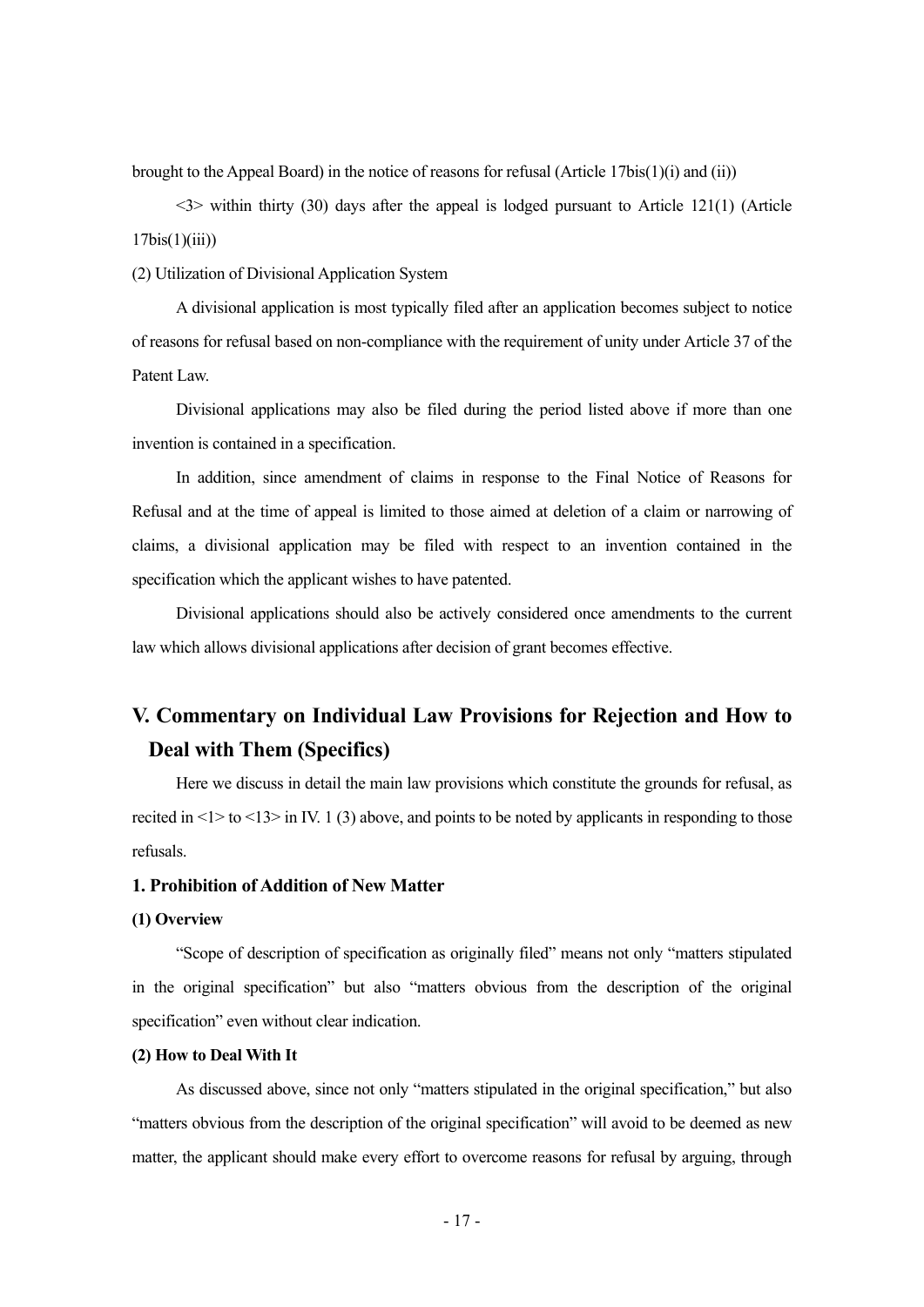brought to the Appeal Board) in the notice of reasons for refusal (Article 17bis(1)(i) and (ii))

<3> within thirty (30) days after the appeal is lodged pursuant to Article 121(1) (Article 17bis(1)(iii))

(2) Utilization of Divisional Application System

A divisional application is most typically filed after an application becomes subject to notice of reasons for refusal based on non-compliance with the requirement of unity under Article 37 of the Patent Law.

Divisional applications may also be filed during the period listed above if more than one invention is contained in a specification.

In addition, since amendment of claims in response to the Final Notice of Reasons for Refusal and at the time of appeal is limited to those aimed at deletion of a claim or narrowing of claims, a divisional application may be filed with respect to an invention contained in the specification which the applicant wishes to have patented.

Divisional applications should also be actively considered once amendments to the current law which allows divisional applications after decision of grant becomes effective.

## V. Commentary on Individual Law Provisions for Rejection and How to Deal with Them (Specifics)

Here we discuss in detail the main law provisions which constitute the grounds for refusal, as recited in <1> to <13> in IV. 1 (3) above, and points to be noted by applicants in responding to those refusals.

### 1. Prohibition of Addition of New Matter

#### (1) Overview

"Scope of description of specification as originally filed" means not only "matters stipulated in the original specification" but also "matters obvious from the description of the original specification" even without clear indication.

#### (2) How to Deal With It

As discussed above, since not only "matters stipulated in the original specification," but also "matters obvious from the description of the original specification" will avoid to be deemed as new matter, the applicant should make every effort to overcome reasons for refusal by arguing, through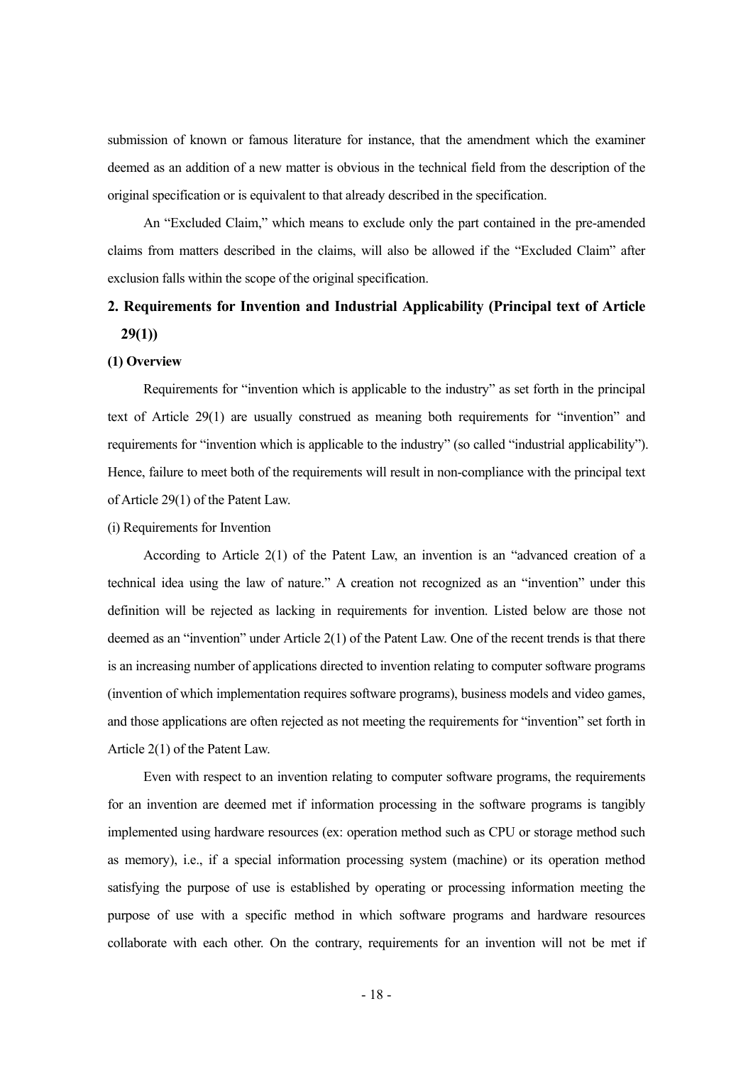submission of known or famous literature for instance, that the amendment which the examiner deemed as an addition of a new matter is obvious in the technical field from the description of the original specification or is equivalent to that already described in the specification.

An "Excluded Claim," which means to exclude only the part contained in the pre-amended claims from matters described in the claims, will also be allowed if the "Excluded Claim" after exclusion falls within the scope of the original specification.

## 2. Requirements for Invention and Industrial Applicability (Principal text of Article 29(1))

### (1) Overview

Requirements for "invention which is applicable to the industry" as set forth in the principal text of Article 29(1) are usually construed as meaning both requirements for "invention" and requirements for "invention which is applicable to the industry" (so called "industrial applicability"). Hence, failure to meet both of the requirements will result in non-compliance with the principal text of Article 29(1) of the Patent Law.

(i) Requirements for Invention

According to Article 2(1) of the Patent Law, an invention is an "advanced creation of a technical idea using the law of nature." A creation not recognized as an "invention" under this definition will be rejected as lacking in requirements for invention. Listed below are those not deemed as an "invention" under Article 2(1) of the Patent Law. One of the recent trends is that there is an increasing number of applications directed to invention relating to computer software programs (invention of which implementation requires software programs), business models and video games, and those applications are often rejected as not meeting the requirements for "invention" set forth in Article 2(1) of the Patent Law.

Even with respect to an invention relating to computer software programs, the requirements for an invention are deemed met if information processing in the software programs is tangibly implemented using hardware resources (ex: operation method such as CPU or storage method such as memory), i.e., if a special information processing system (machine) or its operation method satisfying the purpose of use is established by operating or processing information meeting the purpose of use with a specific method in which software programs and hardware resources collaborate with each other. On the contrary, requirements for an invention will not be met if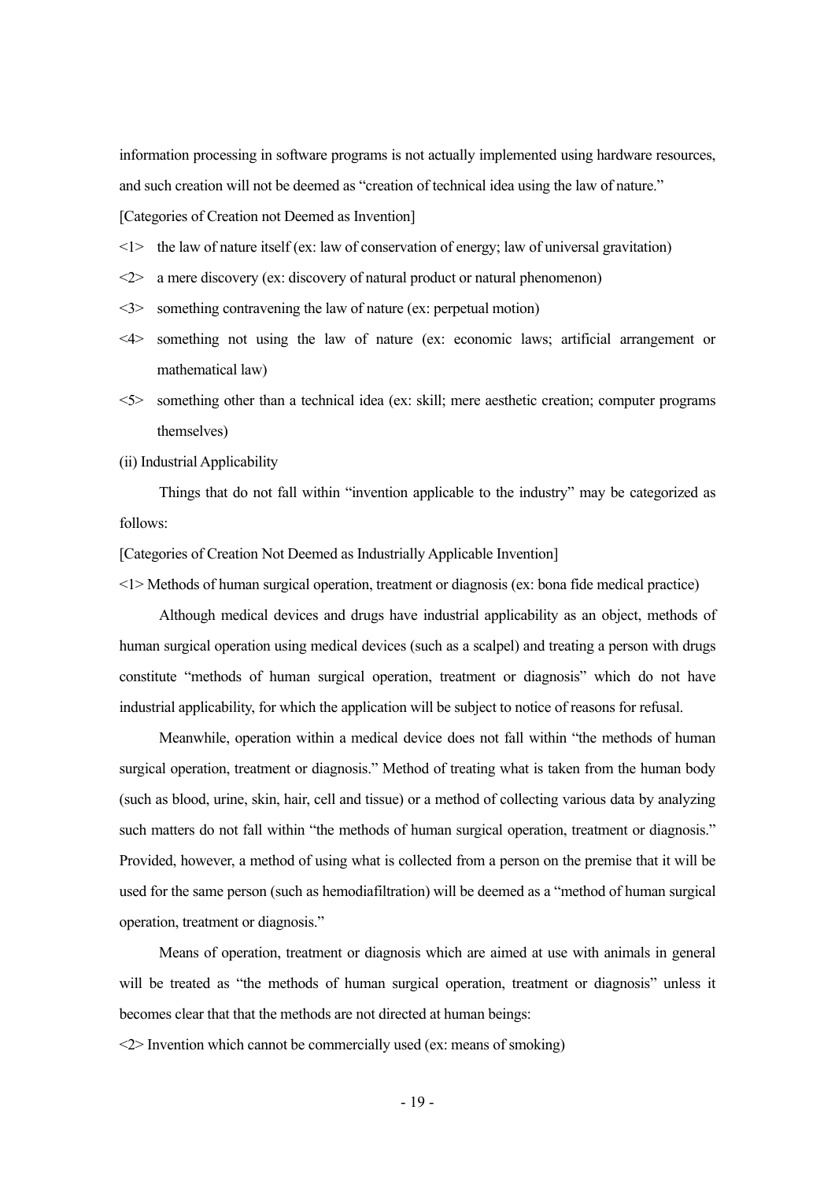information processing in software programs is not actually implemented using hardware resources, and such creation will not be deemed as "creation of technical idea using the law of nature."

[Categories of Creation not Deemed as Invention]

<1> the law of nature itself (ex: law of conservation of energy; law of universal gravitation)

<2> a mere discovery (ex: discovery of natural product or natural phenomenon)

<3> something contravening the law of nature (ex: perpetual motion)

<4> something not using the law of nature (ex: economic laws; artificial arrangement or mathematical law)

<5> something other than a technical idea (ex: skill; mere aesthetic creation; computer programs themselves)

(ii) Industrial Applicability

Things that do not fall within "invention applicable to the industry" may be categorized as follows:

[Categories of Creation Not Deemed as Industrially Applicable Invention]

<1> Methods of human surgical operation, treatment or diagnosis (ex: bona fide medical practice)

Although medical devices and drugs have industrial applicability as an object, methods of human surgical operation using medical devices (such as a scalpel) and treating a person with drugs constitute "methods of human surgical operation, treatment or diagnosis" which do not have industrial applicability, for which the application will be subject to notice of reasons for refusal.

Meanwhile, operation within a medical device does not fall within "the methods of human surgical operation, treatment or diagnosis." Method of treating what is taken from the human body (such as blood, urine, skin, hair, cell and tissue) or a method of collecting various data by analyzing such matters do not fall within "the methods of human surgical operation, treatment or diagnosis." Provided, however, a method of using what is collected from a person on the premise that it will be used for the same person (such as hemodiafiltration) will be deemed as a "method of human surgical operation, treatment or diagnosis."

Means of operation, treatment or diagnosis which are aimed at use with animals in general will be treated as "the methods of human surgical operation, treatment or diagnosis" unless it becomes clear that that the methods are not directed at human beings:

<2> Invention which cannot be commercially used (ex: means of smoking)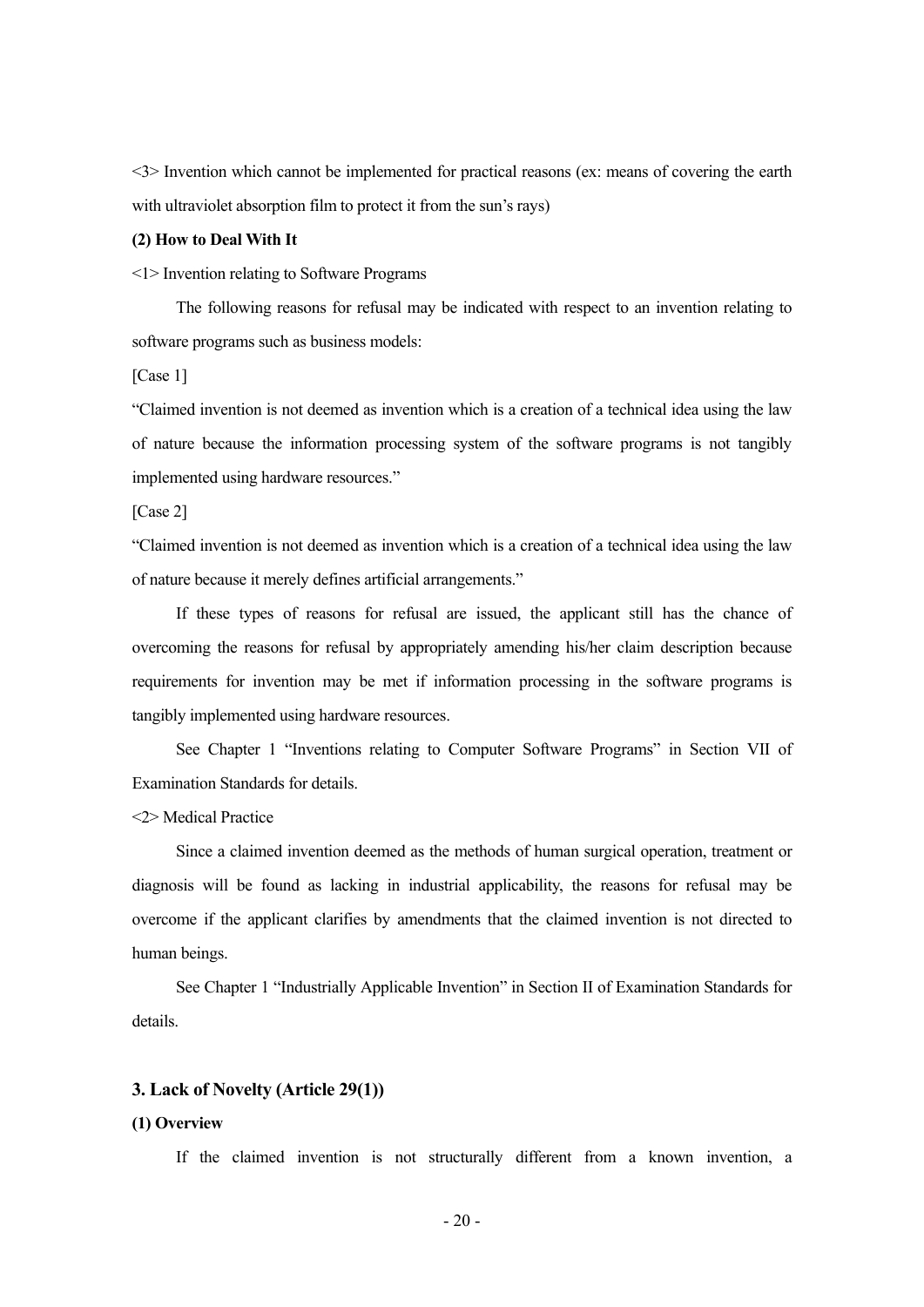<3> Invention which cannot be implemented for practical reasons (ex: means of covering the earth with ultraviolet absorption film to protect it from the sun's rays)

**(2) How to Deal With It**

<1> Invention relating to Software Programs

The following reasons for refusal may be indicated with respect to an invention relating to software programs such as business models:

[Case 1]

"Claimed invention is not deemed as invention which is a creation of a technical idea using the law of nature because the information processing system of the software programs is not tangibly implemented using hardware resources."

[Case 2]

"Claimed invention is not deemed as invention which is a creation of a technical idea using the law of nature because it merely defines artificial arrangements."

If these types of reasons for refusal are issued, the applicant still has the chance of overcoming the reasons for refusal by appropriately amending his/her claim description because requirements for invention may be met if information processing in the software programs is tangibly implemented using hardware resources.

See Chapter 1 "Inventions relating to Computer Software Programs" in Section VII of Examination Standards for details.

<2> Medical Practice

Since a claimed invention deemed as the methods of human surgical operation, treatment or diagnosis will be found as lacking in industrial applicability, the reasons for refusal may be overcome if the applicant clarifies by amendments that the claimed invention is not directed to human beings.

See Chapter 1 "Industrially Applicable Invention" in Section II of Examination Standards for details.

### 3. Lack of Novelty (Article 29(1))

**(1) Overview**

If the claimed invention is not structurally different from a known invention, a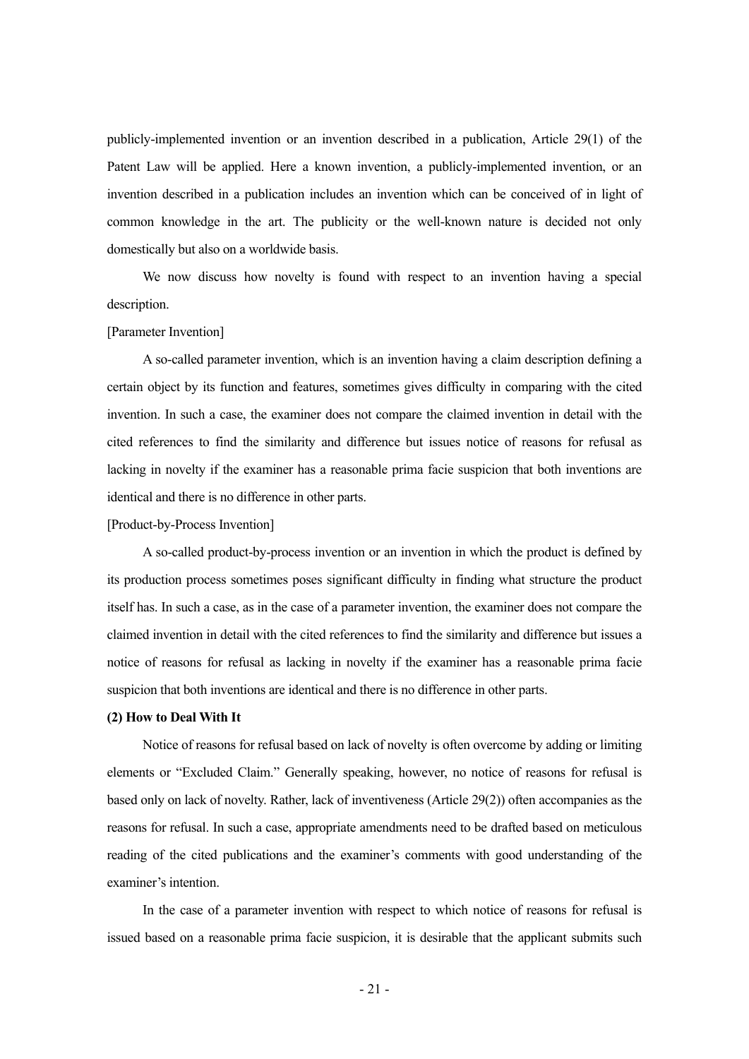publicly-implemented invention or an invention described in a publication, Article 29(1) of the Patent Law will be applied. Here a known invention, a publicly-implemented invention, or an invention described in a publication includes an invention which can be conceived of in light of common knowledge in the art. The publicity or the well-known nature is decided not only domestically but also on a worldwide basis.

We now discuss how novelty is found with respect to an invention having a special description.

[Parameter Invention]

A so-called parameter invention, which is an invention having a claim description defining a certain object by its function and features, sometimes gives difficulty in comparing with the cited invention. In such a case, the examiner does not compare the claimed invention in detail with the cited references to find the similarity and difference but issues notice of reasons for refusal as lacking in novelty if the examiner has a reasonable prima facie suspicion that both inventions are identical and there is no difference in other parts.

[Product-by-Process Invention]

A so-called product-by-process invention or an invention in which the product is defined by its production process sometimes poses significant difficulty in finding what structure the product itself has. In such a case, as in the case of a parameter invention, the examiner does not compare the claimed invention in detail with the cited references to find the similarity and difference but issues a notice of reasons for refusal as lacking in novelty if the examiner has a reasonable prima facie suspicion that both inventions are identical and there is no difference in other parts.

**(2) How to Deal With It**

Notice of reasons for refusal based on lack of novelty is often overcome by adding or limiting elements or "Excluded Claim." Generally speaking, however, no notice of reasons for refusal is based only on lack of novelty. Rather, lack of inventiveness (Article 29(2)) often accompanies as the reasons for refusal. In such a case, appropriate amendments need to be drafted based on meticulous reading of the cited publications and the examiner's comments with good understanding of the examiner's intention.

In the case of a parameter invention with respect to which notice of reasons for refusal is issued based on a reasonable prima facie suspicion, it is desirable that the applicant submits such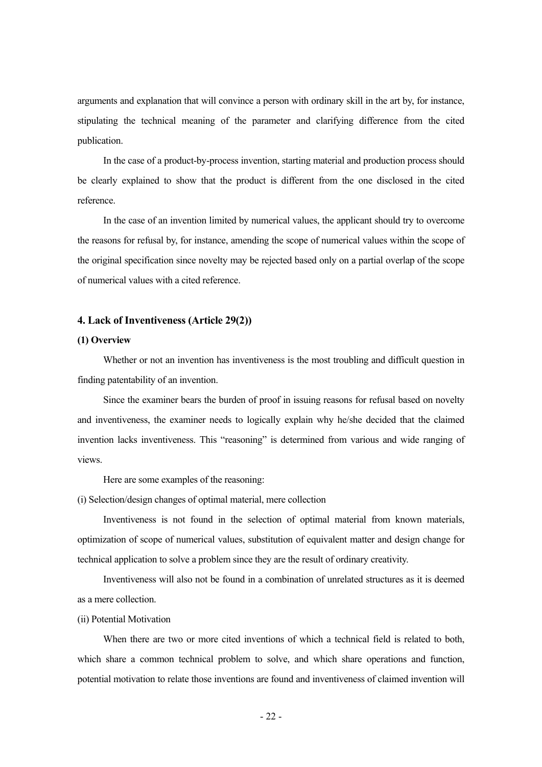arguments and explanation that will convince a person with ordinary skill in the art by, for instance, stipulating the technical meaning of the parameter and clarifying difference from the cited publication.

In the case of a product-by-process invention, starting material and production process should be clearly explained to show that the product is different from the one disclosed in the cited reference.

In the case of an invention limited by numerical values, the applicant should try to overcome the reasons for refusal by, for instance, amending the scope of numerical values within the scope of the original specification since novelty may be rejected based only on a partial overlap of the scope of numerical values with a cited reference.

### 4. Lack of Inventiveness (Article 29(2))

#### (1) Overview

Whether or not an invention has inventiveness is the most troubling and difficult question in finding patentability of an invention.

Since the examiner bears the burden of proof in issuing reasons for refusal based on novelty and inventiveness, the examiner needs to logically explain why he/she decided that the claimed invention lacks inventiveness. This "reasoning" is determined from various and wide ranging of views.

Here are some examples of the reasoning:

(i) Selection/design changes of optimal material, mere collection

Inventiveness is not found in the selection of optimal material from known materials, optimization of scope of numerical values, substitution of equivalent matter and design change for technical application to solve a problem since they are the result of ordinary creativity.

Inventiveness will also not be found in a combination of unrelated structures as it is deemed as a mere collection.

(ii) Potential Motivation

When there are two or more cited inventions of which a technical field is related to both, which share a common technical problem to solve, and which share operations and function, potential motivation to relate those inventions are found and inventiveness of claimed invention will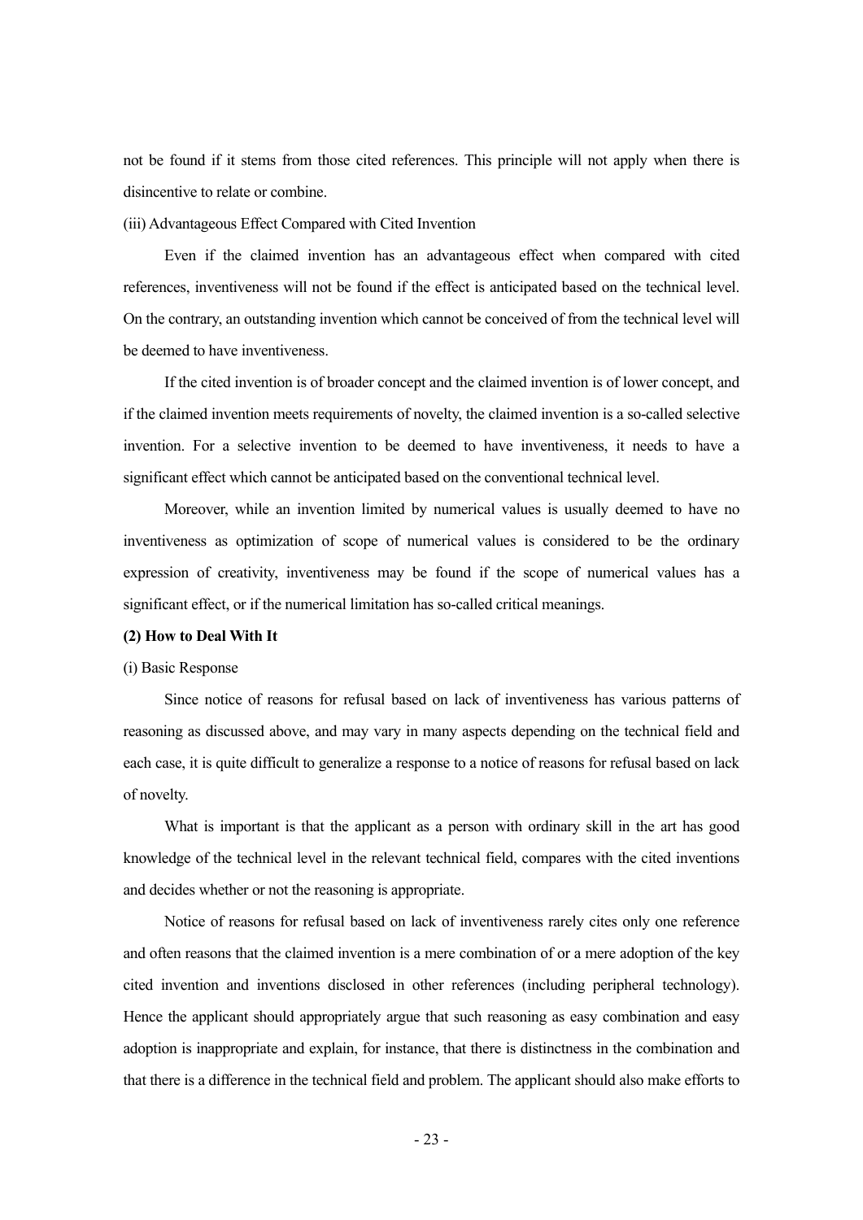not be found if it stems from those cited references. This principle will not apply when there is disincentive to relate or combine.

(iii) Advantageous Effect Compared with Cited Invention

Even if the claimed invention has an advantageous effect when compared with cited references, inventiveness will not be found if the effect is anticipated based on the technical level. On the contrary, an outstanding invention which cannot be conceived of from the technical level will be deemed to have inventiveness.

If the cited invention is of broader concept and the claimed invention is of lower concept, and if the claimed invention meets requirements of novelty, the claimed invention is a so-called selective invention. For a selective invention to be deemed to have inventiveness, it needs to have a significant effect which cannot be anticipated based on the conventional technical level.

Moreover, while an invention limited by numerical values is usually deemed to have no inventiveness as optimization of scope of numerical values is considered to be the ordinary expression of creativity, inventiveness may be found if the scope of numerical values has a significant effect, or if the numerical limitation has so-called critical meanings.

**(2) How to Deal With It**

(i) Basic Response

Since notice of reasons for refusal based on lack of inventiveness has various patterns of reasoning as discussed above, and may vary in many aspects depending on the technical field and each case, it is quite difficult to generalize a response to a notice of reasons for refusal based on lack of novelty.

What is important is that the applicant as a person with ordinary skill in the art has good knowledge of the technical level in the relevant technical field, compares with the cited inventions and decides whether or not the reasoning is appropriate.

Notice of reasons for refusal based on lack of inventiveness rarely cites only one reference and often reasons that the claimed invention is a mere combination of or a mere adoption of the key cited invention and inventions disclosed in other references (including peripheral technology). Hence the applicant should appropriately argue that such reasoning as easy combination and easy adoption is inappropriate and explain, for instance, that there is distinctness in the combination and that there is a difference in the technical field and problem. The applicant should also make efforts to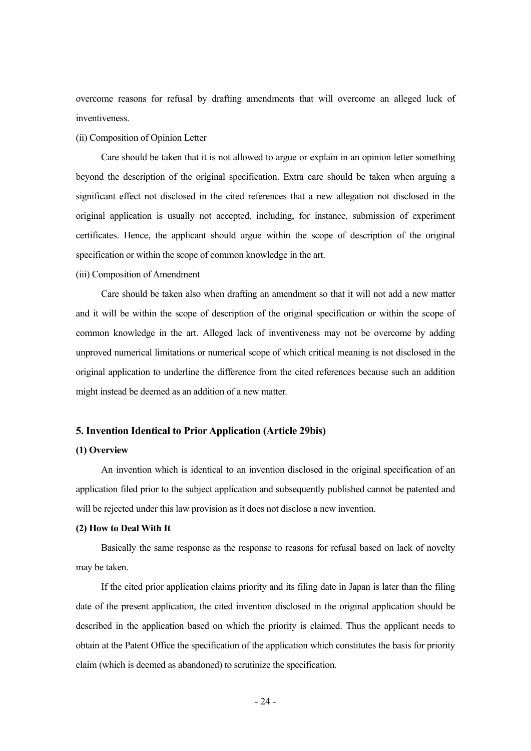overcome reasons for refusal by drafting amendments that will overcome an alleged luck of inventiveness.

(ii) Composition of Opinion Letter

Care should be taken that it is not allowed to argue or explain in an opinion letter something beyond the description of the original specification. Extra care should be taken when arguing a significant effect not disclosed in the cited references that a new allegation not disclosed in the original application is usually not accepted, including, for instance, submission of experiment certificates. Hence, the applicant should argue within the scope of description of the original specification or within the scope of common knowledge in the art.

(iii) Composition of Amendment

Care should be taken also when drafting an amendment so that it will not add a new matter and it will be within the scope of description of the original specification or within the scope of common knowledge in the art. Alleged lack of inventiveness may not be overcome by adding unproved numerical limitations or numerical scope of which critical meaning is not disclosed in the original application to underline the difference from the cited references because such an addition might instead be deemed as an addition of a new matter.

### 5. Invention Identical to Prior Application (Article 29bis)

#### (1) Overview

An invention which is identical to an invention disclosed in the original specification of an application filed prior to the subject application and subsequently published cannot be patented and will be rejected under this law provision as it does not disclose a new invention.

#### (2) How to Deal With It

Basically the same response as the response to reasons for refusal based on lack of novelty may be taken.

If the cited prior application claims priority and its filing date in Japan is later than the filing date of the present application, the cited invention disclosed in the original application should be described in the application based on which the priority is claimed. Thus the applicant needs to obtain at the Patent Office the specification of the application which constitutes the basis for priority claim (which is deemed as abandoned) to scrutinize the specification.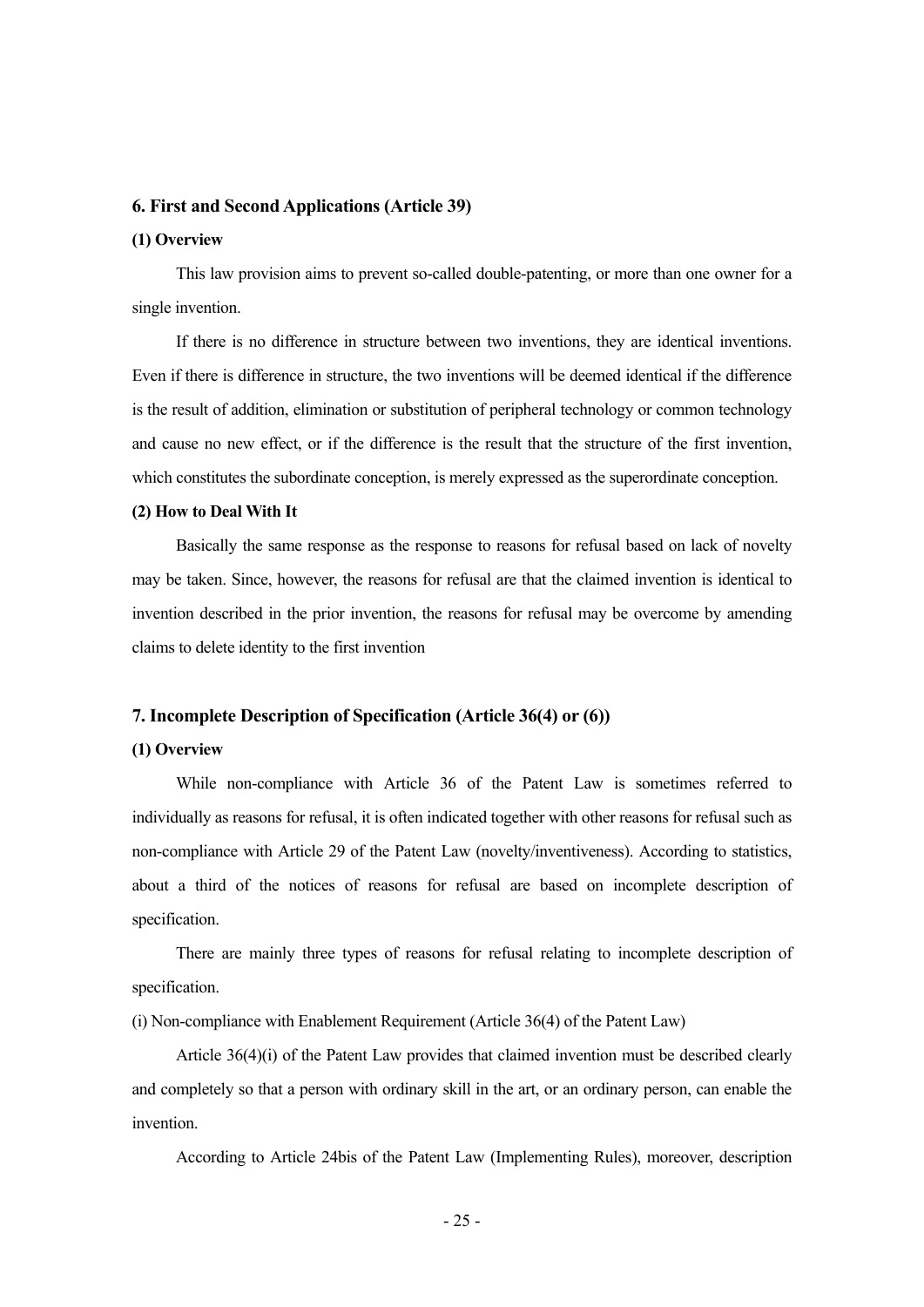### 6. First and Second Applications (Article 39)

#### (1) Overview

This law provision aims to prevent so-called double-patenting, or more than one owner for a single invention.

If there is no difference in structure between two inventions, they are identical inventions. Even if there is difference in structure, the two inventions will be deemed identical if the difference is the result of addition, elimination or substitution of peripheral technology or common technology and cause no new effect, or if the difference is the result that the structure of the first invention, which constitutes the subordinate conception, is merely expressed as the superordinate conception.

#### (2) How to Deal With It

Basically the same response as the response to reasons for refusal based on lack of novelty may be taken. Since, however, the reasons for refusal are that the claimed invention is identical to invention described in the prior invention, the reasons for refusal may be overcome by amending claims to delete identity to the first invention

### 7. Incomplete Description of Specification (Article 36(4) or (6))

#### (1) Overview

While non-compliance with Article 36 of the Patent Law is sometimes referred to individually as reasons for refusal, it is often indicated together with other reasons for refusal such as non-compliance with Article 29 of the Patent Law (novelty/inventiveness). According to statistics, about a third of the notices of reasons for refusal are based on incomplete description of specification.

There are mainly three types of reasons for refusal relating to incomplete description of specification.

(i) Non-compliance with Enablement Requirement (Article 36(4) of the Patent Law)

Article 36(4)(i) of the Patent Law provides that claimed invention must be described clearly and completely so that a person with ordinary skill in the art, or an ordinary person, can enable the invention.

According to Article 24bis of the Patent Law (Implementing Rules), moreover, description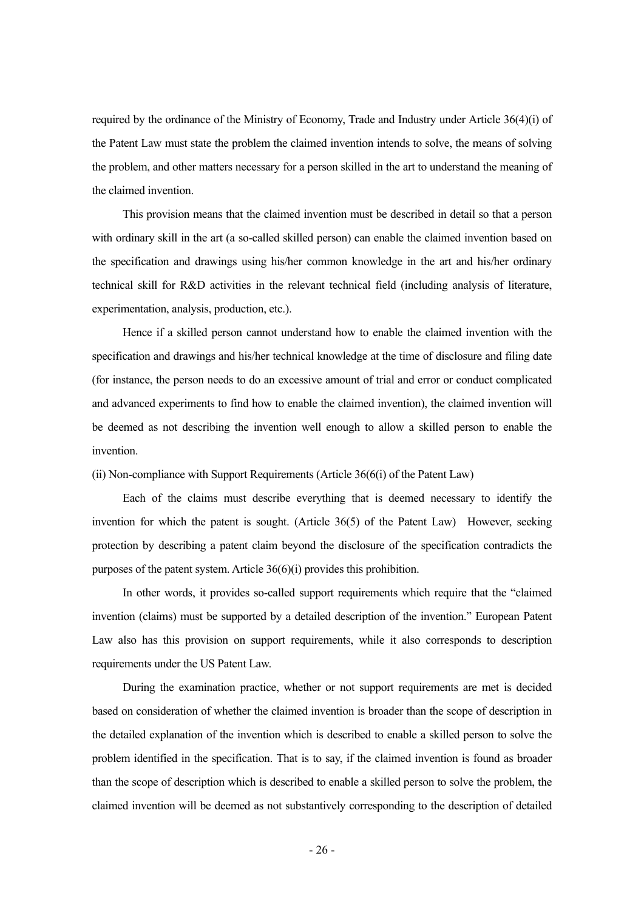required by the ordinance of the Ministry of Economy, Trade and Industry under Article 36(4)(i) of the Patent Law must state the problem the claimed invention intends to solve, the means of solving the problem, and other matters necessary for a person skilled in the art to understand the meaning of the claimed invention.

This provision means that the claimed invention must be described in detail so that a person with ordinary skill in the art (a so-called skilled person) can enable the claimed invention based on the specification and drawings using his/her common knowledge in the art and his/her ordinary technical skill for R&D activities in the relevant technical field (including analysis of literature, experimentation, analysis, production, etc.).

Hence if a skilled person cannot understand how to enable the claimed invention with the specification and drawings and his/her technical knowledge at the time of disclosure and filing date (for instance, the person needs to do an excessive amount of trial and error or conduct complicated and advanced experiments to find how to enable the claimed invention), the claimed invention will be deemed as not describing the invention well enough to allow a skilled person to enable the invention.

(ii) Non-compliance with Support Requirements (Article 36(6(i) of the Patent Law)

Each of the claims must describe everything that is deemed necessary to identify the invention for which the patent is sought. (Article 36(5) of the Patent Law) However, seeking protection by describing a patent claim beyond the disclosure of the specification contradicts the purposes of the patent system. Article 36(6)(i) provides this prohibition.

In other words, it provides so-called support requirements which require that the "claimed invention (claims) must be supported by a detailed description of the invention." European Patent Law also has this provision on support requirements, while it also corresponds to description requirements under the US Patent Law.

During the examination practice, whether or not support requirements are met is decided based on consideration of whether the claimed invention is broader than the scope of description in the detailed explanation of the invention which is described to enable a skilled person to solve the problem identified in the specification. That is to say, if the claimed invention is found as broader than the scope of description which is described to enable a skilled person to solve the problem, the claimed invention will be deemed as not substantively corresponding to the description of detailed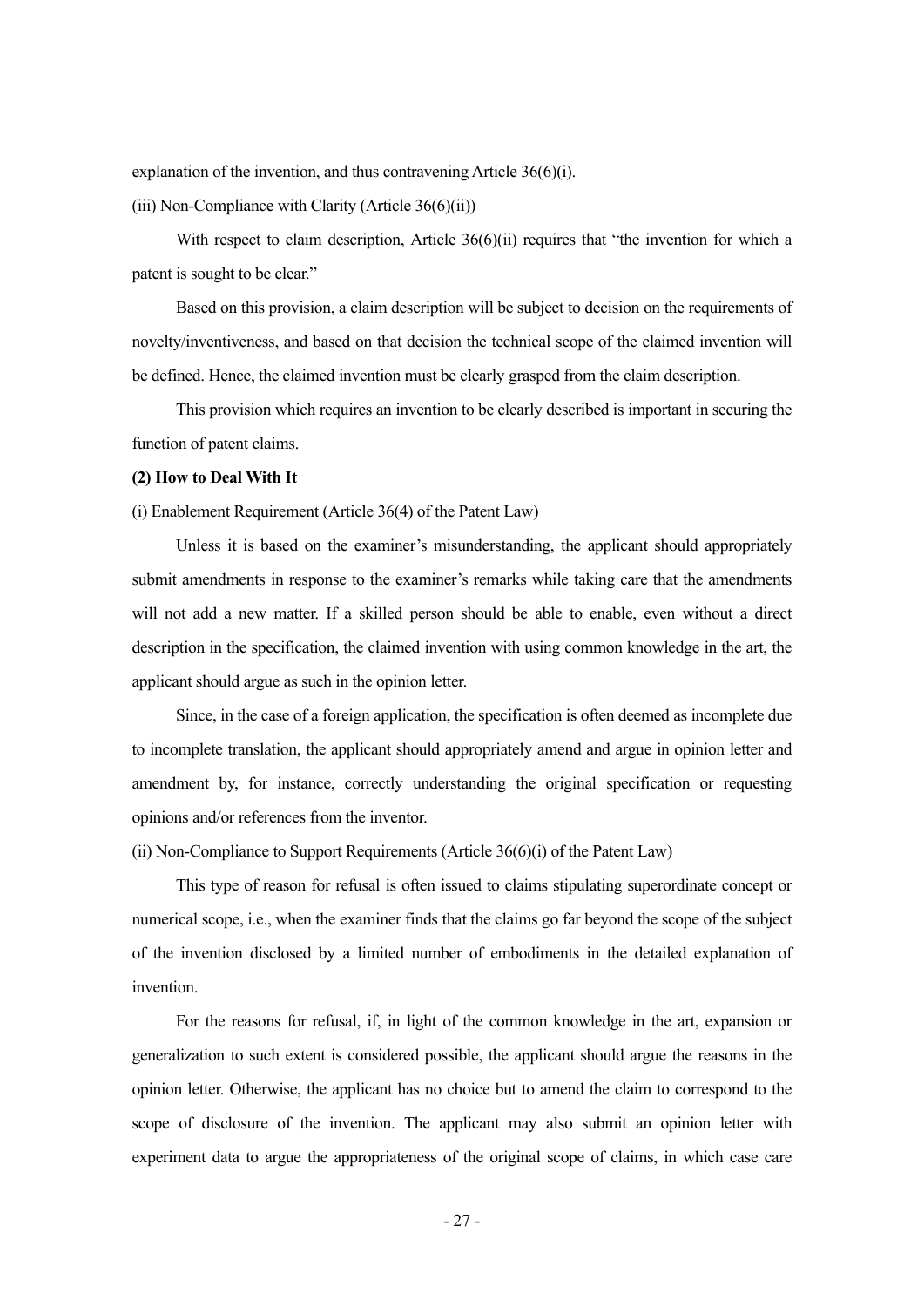explanation of the invention, and thus contravening Article 36(6)(i).

(iii) Non-Compliance with Clarity (Article 36(6)(ii))

With respect to claim description, Article 36(6)(ii) requires that "the invention for which a patent is sought to be clear."

Based on this provision, a claim description will be subject to decision on the requirements of novelty/inventiveness, and based on that decision the technical scope of the claimed invention will be defined. Hence, the claimed invention must be clearly grasped from the claim description.

This provision which requires an invention to be clearly described is important in securing the function of patent claims.

**(2) How to Deal With It**

(i) Enablement Requirement (Article 36(4) of the Patent Law)

Unless it is based on the examiner's misunderstanding, the applicant should appropriately submit amendments in response to the examiner's remarks while taking care that the amendments will not add a new matter. If a skilled person should be able to enable, even without a direct description in the specification, the claimed invention with using common knowledge in the art, the applicant should argue as such in the opinion letter.

Since, in the case of a foreign application, the specification is often deemed as incomplete due to incomplete translation, the applicant should appropriately amend and argue in opinion letter and amendment by, for instance, correctly understanding the original specification or requesting opinions and/or references from the inventor.

(ii) Non-Compliance to Support Requirements (Article 36(6)(i) of the Patent Law)

This type of reason for refusal is often issued to claims stipulating superordinate concept or numerical scope, i.e., when the examiner finds that the claims go far beyond the scope of the subject of the invention disclosed by a limited number of embodiments in the detailed explanation of invention.

For the reasons for refusal, if, in light of the common knowledge in the art, expansion or generalization to such extent is considered possible, the applicant should argue the reasons in the opinion letter. Otherwise, the applicant has no choice but to amend the claim to correspond to the scope of disclosure of the invention. The applicant may also submit an opinion letter with experiment data to argue the appropriateness of the original scope of claims, in which case care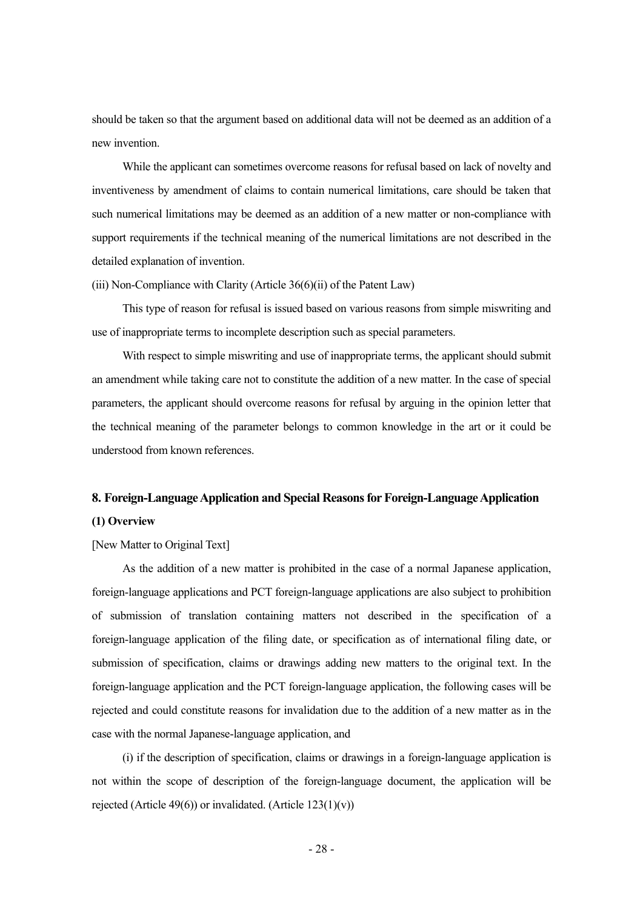should be taken so that the argument based on additional data will not be deemed as an addition of a new invention.

While the applicant can sometimes overcome reasons for refusal based on lack of novelty and inventiveness by amendment of claims to contain numerical limitations, care should be taken that such numerical limitations may be deemed as an addition of a new matter or non-compliance with support requirements if the technical meaning of the numerical limitations are not described in the detailed explanation of invention.

(iii) Non-Compliance with Clarity (Article 36(6)(ii) of the Patent Law)

This type of reason for refusal is issued based on various reasons from simple miswriting and use of inappropriate terms to incomplete description such as special parameters.

With respect to simple miswriting and use of inappropriate terms, the applicant should submit an amendment while taking care not to constitute the addition of a new matter. In the case of special parameters, the applicant should overcome reasons for refusal by arguing in the opinion letter that the technical meaning of the parameter belongs to common knowledge in the art or it could be understood from known references.

## 8. Foreign-Language Application and Special Reasons for Foreign-Language Application

### (1) Overview

[New Matter to Original Text]

As the addition of a new matter is prohibited in the case of a normal Japanese application, foreign-language applications and PCT foreign-language applications are also subject to prohibition of submission of translation containing matters not described in the specification of a foreign-language application of the filing date, or specification as of international filing date, or submission of specification, claims or drawings adding new matters to the original text. In the foreign-language application and the PCT foreign-language application, the following cases will be rejected and could constitute reasons for invalidation due to the addition of a new matter as in the case with the normal Japanese-language application, and

(i) if the description of specification, claims or drawings in a foreign-language application is not within the scope of description of the foreign-language document, the application will be rejected (Article 49(6)) or invalidated. (Article 123(1)(v))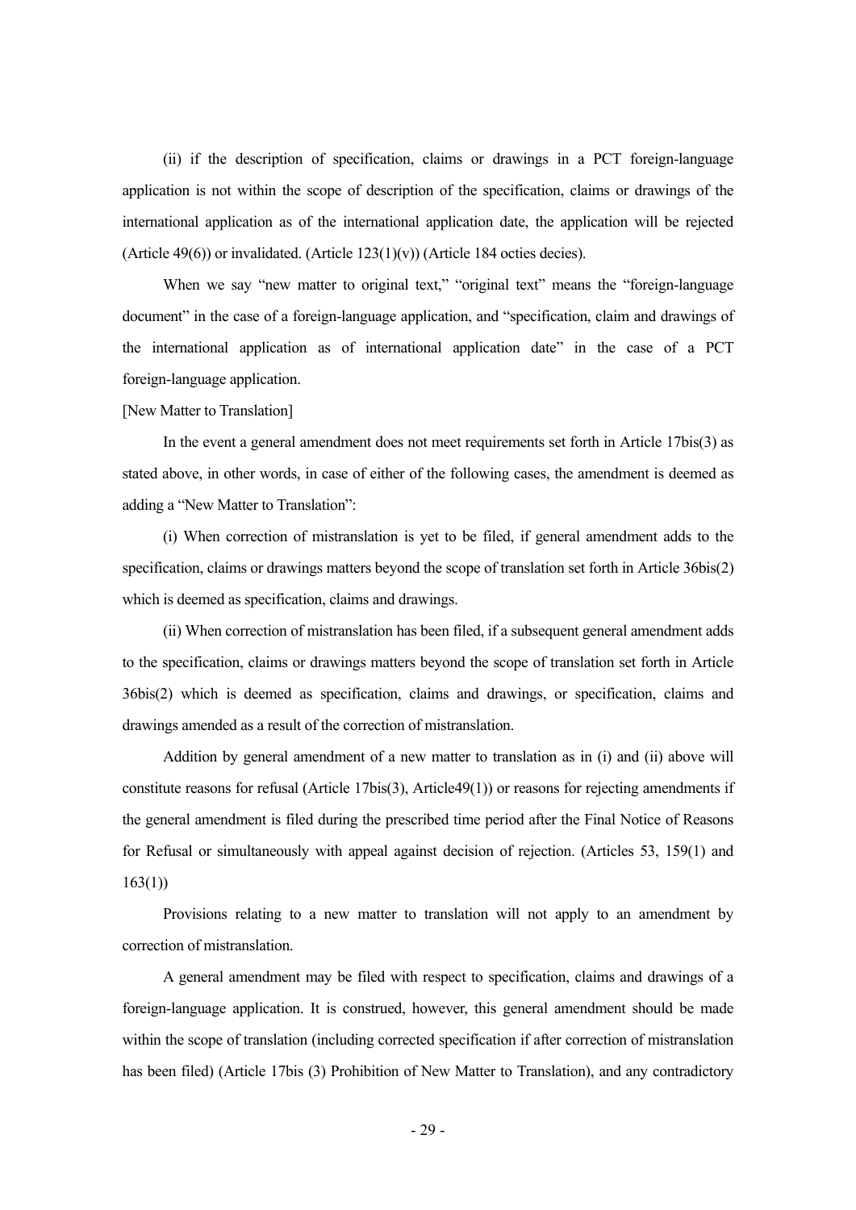(ii) if the description of specification, claims or drawings in a PCT foreign-language application is not within the scope of description of the specification, claims or drawings of the international application as of the international application date, the application will be rejected (Article 49(6)) or invalidated. (Article 123(1)(v)) (Article 184 octies decies).

When we say "new matter to original text," "original text" means the "foreign-language document" in the case of a foreign-language application, and "specification, claim and drawings of the international application as of international application date" in the case of a PCT foreign-language application.

[New Matter to Translation]

In the event a general amendment does not meet requirements set forth in Article 17bis(3) as stated above, in other words, in case of either of the following cases, the amendment is deemed as adding a "New Matter to Translation":

(i) When correction of mistranslation is yet to be filed, if general amendment adds to the specification, claims or drawings matters beyond the scope of translation set forth in Article 36bis(2) which is deemed as specification, claims and drawings.

(ii) When correction of mistranslation has been filed, if a subsequent general amendment adds to the specification, claims or drawings matters beyond the scope of translation set forth in Article 36bis(2) which is deemed as specification, claims and drawings, or specification, claims and drawings amended as a result of the correction of mistranslation.

Addition by general amendment of a new matter to translation as in (i) and (ii) above will constitute reasons for refusal (Article 17bis(3), Article49(1)) or reasons for rejecting amendments if the general amendment is filed during the prescribed time period after the Final Notice of Reasons for Refusal or simultaneously with appeal against decision of rejection. (Articles 53, 159(1) and 163(1))

Provisions relating to a new matter to translation will not apply to an amendment by correction of mistranslation.

A general amendment may be filed with respect to specification, claims and drawings of a foreign-language application. It is construed, however, this general amendment should be made within the scope of translation (including corrected specification if after correction of mistranslation has been filed) (Article 17bis (3) Prohibition of New Matter to Translation), and any contradictory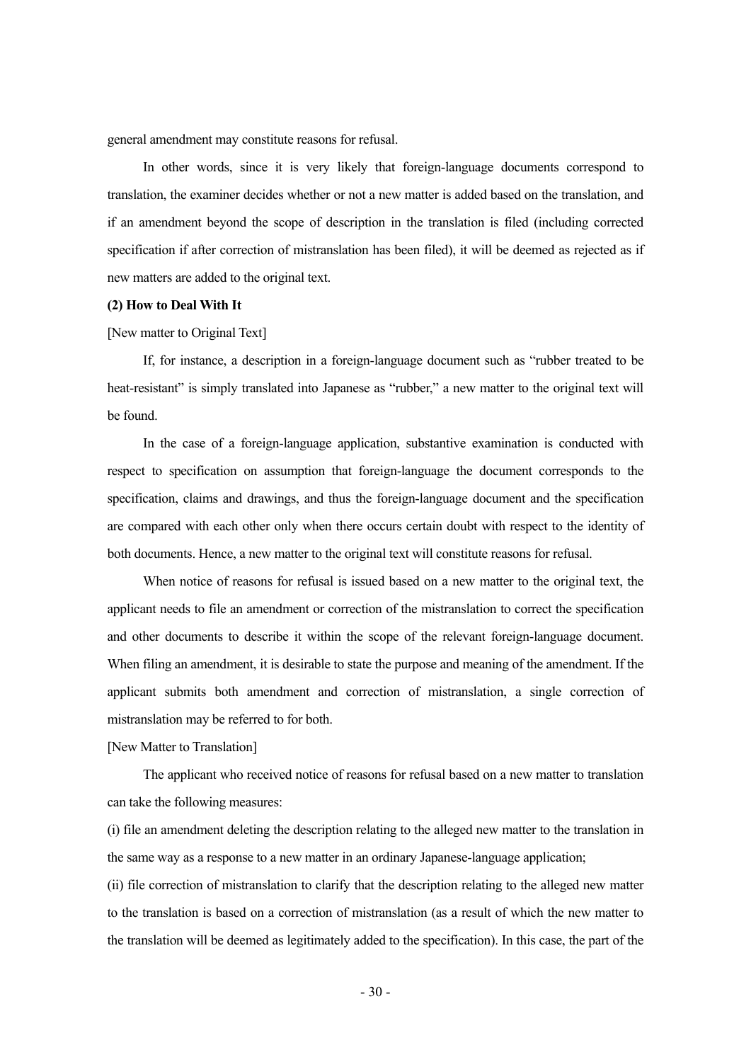general amendment may constitute reasons for refusal.

In other words, since it is very likely that foreign-language documents correspond to translation, the examiner decides whether or not a new matter is added based on the translation, and if an amendment beyond the scope of description in the translation is filed (including corrected specification if after correction of mistranslation has been filed), it will be deemed as rejected as if new matters are added to the original text.

**(2) How to Deal With It**

[New matter to Original Text]

If, for instance, a description in a foreign-language document such as "rubber treated to be heat-resistant" is simply translated into Japanese as "rubber," a new matter to the original text will be found.

In the case of a foreign-language application, substantive examination is conducted with respect to specification on assumption that foreign-language the document corresponds to the specification, claims and drawings, and thus the foreign-language document and the specification are compared with each other only when there occurs certain doubt with respect to the identity of both documents. Hence, a new matter to the original text will constitute reasons for refusal.

When notice of reasons for refusal is issued based on a new matter to the original text, the applicant needs to file an amendment or correction of the mistranslation to correct the specification and other documents to describe it within the scope of the relevant foreign-language document. When filing an amendment, it is desirable to state the purpose and meaning of the amendment. If the applicant submits both amendment and correction of mistranslation, a single correction of mistranslation may be referred to for both.

[New Matter to Translation]

The applicant who received notice of reasons for refusal based on a new matter to translation can take the following measures:

(i) file an amendment deleting the description relating to the alleged new matter to the translation in the same way as a response to a new matter in an ordinary Japanese-language application;

(ii) file correction of mistranslation to clarify that the description relating to the alleged new matter to the translation is based on a correction of mistranslation (as a result of which the new matter to the translation will be deemed as legitimately added to the specification). In this case, the part of the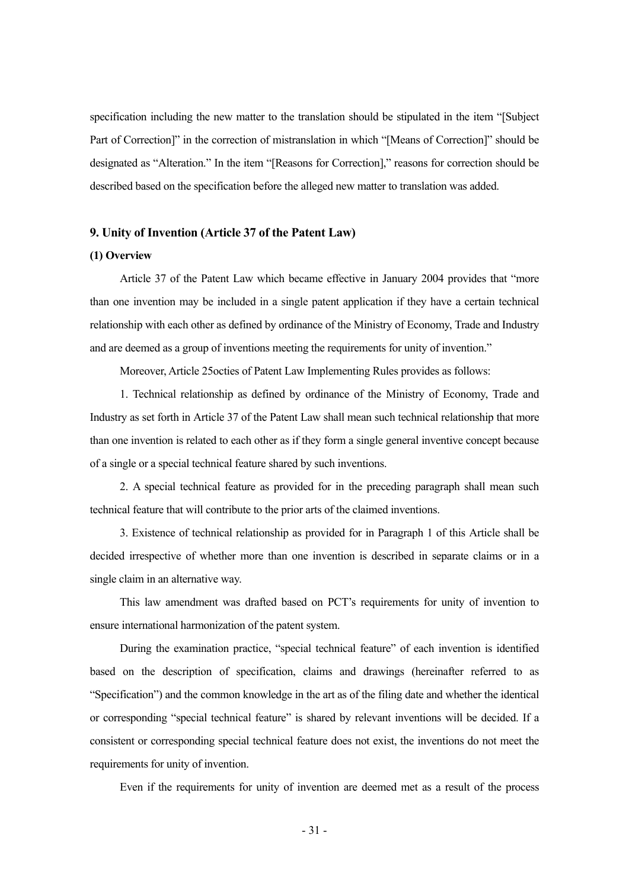specification including the new matter to the translation should be stipulated in the item "[Subject Part of Correction]" in the correction of mistranslation in which "[Means of Correction]" should be designated as "Alteration." In the item "[Reasons for Correction]," reasons for correction should be described based on the specification before the alleged new matter to translation was added.

### 9. Unity of Invention (Article 37 of the Patent Law)

#### (1) Overview

Article 37 of the Patent Law which became effective in January 2004 provides that "more than one invention may be included in a single patent application if they have a certain technical relationship with each other as defined by ordinance of the Ministry of Economy, Trade and Industry and are deemed as a group of inventions meeting the requirements for unity of invention."

Moreover, Article 25octies of Patent Law Implementing Rules provides as follows:

1. Technical relationship as defined by ordinance of the Ministry of Economy, Trade and Industry as set forth in Article 37 of the Patent Law shall mean such technical relationship that more than one invention is related to each other as if they form a single general inventive concept because of a single or a special technical feature shared by such inventions.

2. A special technical feature as provided for in the preceding paragraph shall mean such technical feature that will contribute to the prior arts of the claimed inventions.

3. Existence of technical relationship as provided for in Paragraph 1 of this Article shall be decided irrespective of whether more than one invention is described in separate claims or in a single claim in an alternative way.

This law amendment was drafted based on PCT's requirements for unity of invention to ensure international harmonization of the patent system.

During the examination practice, "special technical feature" of each invention is identified based on the description of specification, claims and drawings (hereinafter referred to as "Specification") and the common knowledge in the art as of the filing date and whether the identical or corresponding "special technical feature" is shared by relevant inventions will be decided. If a consistent or corresponding special technical feature does not exist, the inventions do not meet the requirements for unity of invention.

Even if the requirements for unity of invention are deemed met as a result of the process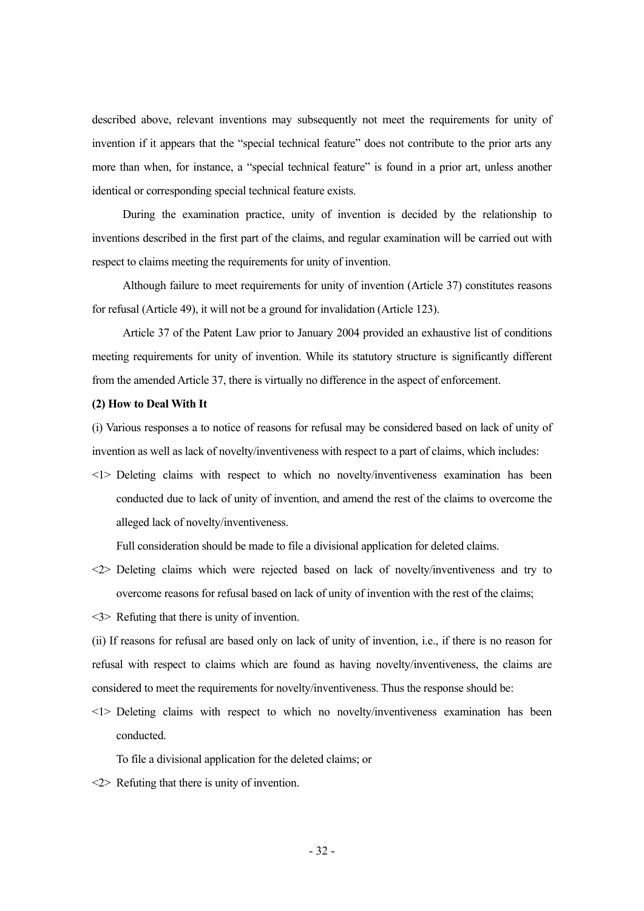described above, relevant inventions may subsequently not meet the requirements for unity of invention if it appears that the "special technical feature" does not contribute to the prior arts any more than when, for instance, a "special technical feature" is found in a prior art, unless another identical or corresponding special technical feature exists.

During the examination practice, unity of invention is decided by the relationship to inventions described in the first part of the claims, and regular examination will be carried out with respect to claims meeting the requirements for unity of invention.

Although failure to meet requirements for unity of invention (Article 37) constitutes reasons for refusal (Article 49), it will not be a ground for invalidation (Article 123).

Article 37 of the Patent Law prior to January 2004 provided an exhaustive list of conditions meeting requirements for unity of invention. While its statutory structure is significantly different from the amended Article 37, there is virtually no difference in the aspect of enforcement.

**(2) How to Deal With It**

(i) Various responses a to notice of reasons for refusal may be considered based on lack of unity of invention as well as lack of novelty/inventiveness with respect to a part of claims, which includes:

<1> Deleting claims with respect to which no novelty/inventiveness examination has been conducted due to lack of unity of invention, and amend the rest of the claims to overcome the alleged lack of novelty/inventiveness.

Full consideration should be made to file a divisional application for deleted claims.

<2> Deleting claims which were rejected based on lack of novelty/inventiveness and try to overcome reasons for refusal based on lack of unity of invention with the rest of the claims;

<3> Refuting that there is unity of invention.

(ii) If reasons for refusal are based only on lack of unity of invention, i.e., if there is no reason for refusal with respect to claims which are found as having novelty/inventiveness, the claims are considered to meet the requirements for novelty/inventiveness. Thus the response should be:

<1> Deleting claims with respect to which no novelty/inventiveness examination has been conducted.

To file a divisional application for the deleted claims; or

<2> Refuting that there is unity of invention.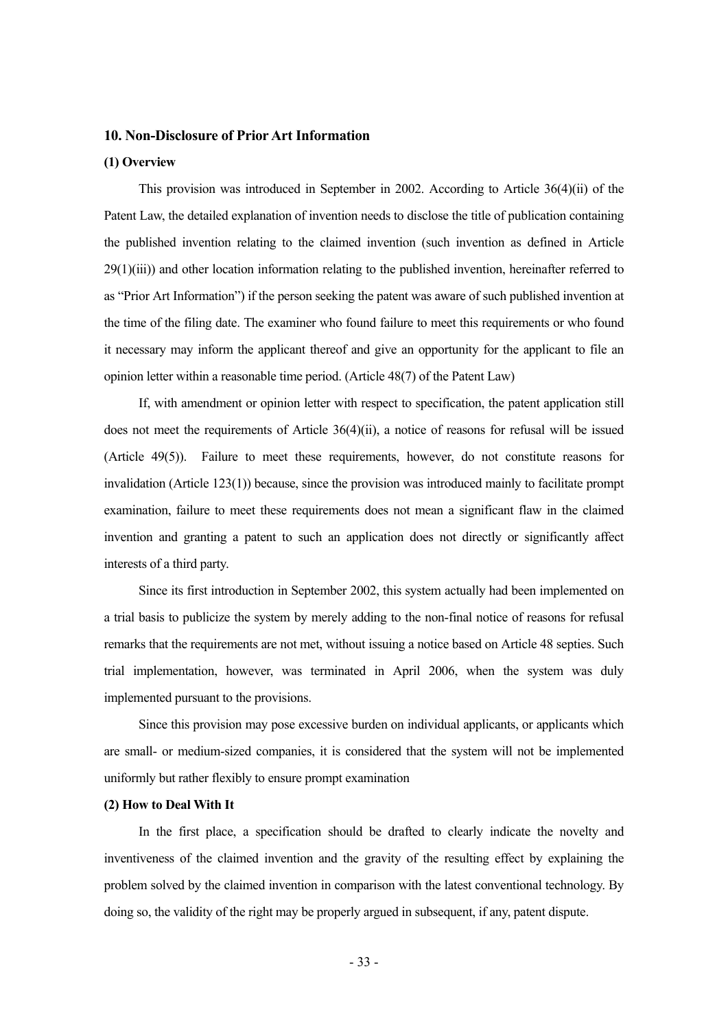### 10. Non-Disclosure of Prior Art Information

#### (1) Overview

This provision was introduced in September in 2002. According to Article 36(4)(ii) of the Patent Law, the detailed explanation of invention needs to disclose the title of publication containing the published invention relating to the claimed invention (such invention as defined in Article 29(1)(iii)) and other location information relating to the published invention, hereinafter referred to as "Prior Art Information") if the person seeking the patent was aware of such published invention at the time of the filing date. The examiner who found failure to meet this requirements or who found it necessary may inform the applicant thereof and give an opportunity for the applicant to file an opinion letter within a reasonable time period. (Article 48(7) of the Patent Law)

If, with amendment or opinion letter with respect to specification, the patent application still does not meet the requirements of Article 36(4)(ii), a notice of reasons for refusal will be issued (Article 49(5)). Failure to meet these requirements, however, do not constitute reasons for invalidation (Article 123(1)) because, since the provision was introduced mainly to facilitate prompt examination, failure to meet these requirements does not mean a significant flaw in the claimed invention and granting a patent to such an application does not directly or significantly affect interests of a third party.

Since its first introduction in September 2002, this system actually had been implemented on a trial basis to publicize the system by merely adding to the non-final notice of reasons for refusal remarks that the requirements are not met, without issuing a notice based on Article 48 septies. Such trial implementation, however, was terminated in April 2006, when the system was duly implemented pursuant to the provisions.

Since this provision may pose excessive burden on individual applicants, or applicants which are small- or medium-sized companies, it is considered that the system will not be implemented uniformly but rather flexibly to ensure prompt examination

#### (2) How to Deal With It

In the first place, a specification should be drafted to clearly indicate the novelty and inventiveness of the claimed invention and the gravity of the resulting effect by explaining the problem solved by the claimed invention in comparison with the latest conventional technology. By doing so, the validity of the right may be properly argued in subsequent, if any, patent dispute.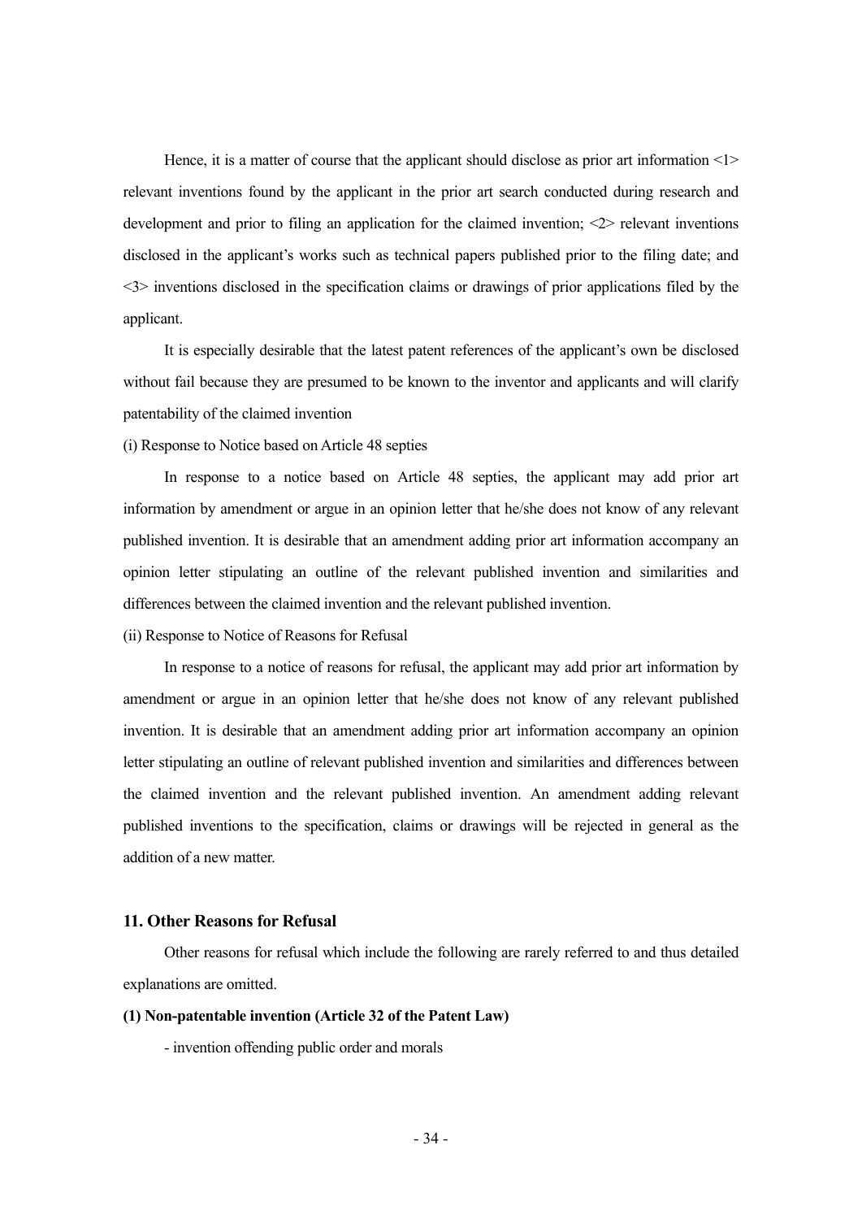Hence, it is a matter of course that the applicant should disclose as prior art information <1> relevant inventions found by the applicant in the prior art search conducted during research and development and prior to filing an application for the claimed invention; <2> relevant inventions disclosed in the applicant's works such as technical papers published prior to the filing date; and <3> inventions disclosed in the specification claims or drawings of prior applications filed by the applicant.

It is especially desirable that the latest patent references of the applicant's own be disclosed without fail because they are presumed to be known to the inventor and applicants and will clarify patentability of the claimed invention

(i) Response to Notice based on Article 48 septies

In response to a notice based on Article 48 septies, the applicant may add prior art information by amendment or argue in an opinion letter that he/she does not know of any relevant published invention. It is desirable that an amendment adding prior art information accompany an opinion letter stipulating an outline of the relevant published invention and similarities and differences between the claimed invention and the relevant published invention.

(ii) Response to Notice of Reasons for Refusal

In response to a notice of reasons for refusal, the applicant may add prior art information by amendment or argue in an opinion letter that he/she does not know of any relevant published invention. It is desirable that an amendment adding prior art information accompany an opinion letter stipulating an outline of relevant published invention and similarities and differences between the claimed invention and the relevant published invention. An amendment adding relevant published inventions to the specification, claims or drawings will be rejected in general as the addition of a new matter.

### 11. Other Reasons for Refusal

Other reasons for refusal which include the following are rarely referred to and thus detailed explanations are omitted.

**(1) Non-patentable invention (Article 32 of the Patent Law)**

- invention offending public order and morals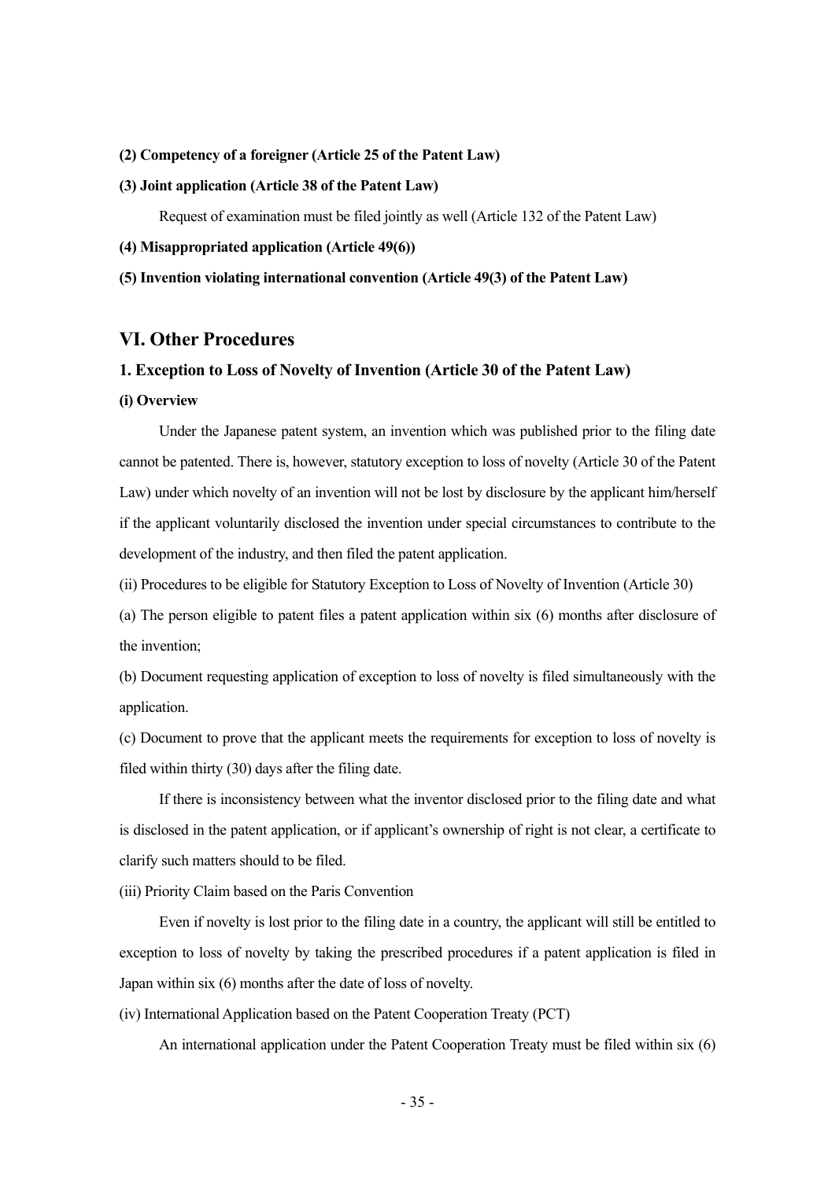**(2) Competency of a foreigner (Article 25 of the Patent Law)**

**(3) Joint application (Article 38 of the Patent Law)**

Request of examination must be filed jointly as well (Article 132 of the Patent Law)

**(4) Misappropriated application (Article 49(6))**

**(5) Invention violating international convention (Article 49(3) of the Patent Law)**

## VI. Other Procedures

### 1. Exception to Loss of Novelty of Invention (Article 30 of the Patent Law)

**(i) Overview**

Under the Japanese patent system, an invention which was published prior to the filing date cannot be patented. There is, however, statutory exception to loss of novelty (Article 30 of the Patent Law) under which novelty of an invention will not be lost by disclosure by the applicant him/herself if the applicant voluntarily disclosed the invention under special circumstances to contribute to the development of the industry, and then filed the patent application.

(ii) Procedures to be eligible for Statutory Exception to Loss of Novelty of Invention (Article 30)

(a) The person eligible to patent files a patent application within six (6) months after disclosure of the invention;

(b) Document requesting application of exception to loss of novelty is filed simultaneously with the application.

(c) Document to prove that the applicant meets the requirements for exception to loss of novelty is filed within thirty (30) days after the filing date.

If there is inconsistency between what the inventor disclosed prior to the filing date and what is disclosed in the patent application, or if applicant's ownership of right is not clear, a certificate to clarify such matters should to be filed.

(iii) Priority Claim based on the Paris Convention

Even if novelty is lost prior to the filing date in a country, the applicant will still be entitled to exception to loss of novelty by taking the prescribed procedures if a patent application is filed in Japan within six (6) months after the date of loss of novelty.

(iv) International Application based on the Patent Cooperation Treaty (PCT)

An international application under the Patent Cooperation Treaty must be filed within six (6)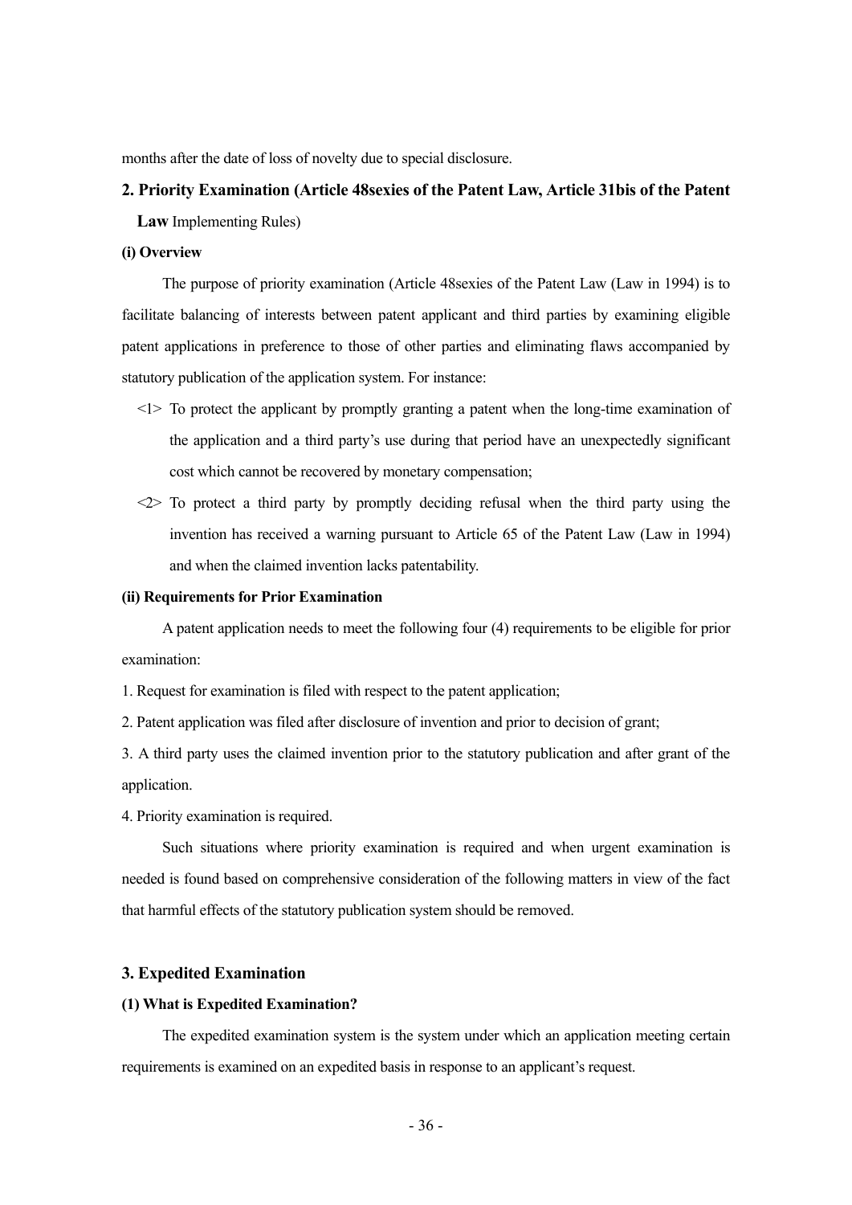months after the date of loss of novelty due to special disclosure.

## 2. Priority Examination (Article 48sexies of the Patent Law, Article 31bis of the Patent Law Implementing Rules)

**(i) Overview**

The purpose of priority examination (Article 48sexies of the Patent Law (Law in 1994) is to facilitate balancing of interests between patent applicant and third parties by examining eligible patent applications in preference to those of other parties and eliminating flaws accompanied by statutory publication of the application system. For instance:

<1> To protect the applicant by promptly granting a patent when the long-time examination of the application and a third party's use during that period have an unexpectedly significant cost which cannot be recovered by monetary compensation;

<2> To protect a third party by promptly deciding refusal when the third party using the invention has received a warning pursuant to Article 65 of the Patent Law (Law in 1994) and when the claimed invention lacks patentability.

**(ii) Requirements for Prior Examination**

A patent application needs to meet the following four (4) requirements to be eligible for prior examination:

1. Request for examination is filed with respect to the patent application;

2. Patent application was filed after disclosure of invention and prior to decision of grant;

3. A third party uses the claimed invention prior to the statutory publication and after grant of the application.

4. Priority examination is required.

Such situations where priority examination is required and when urgent examination is needed is found based on comprehensive consideration of the following matters in view of the fact that harmful effects of the statutory publication system should be removed.

## 3. Expedited Examination

**(1) What is Expedited Examination?**

The expedited examination system is the system under which an application meeting certain requirements is examined on an expedited basis in response to an applicant's request.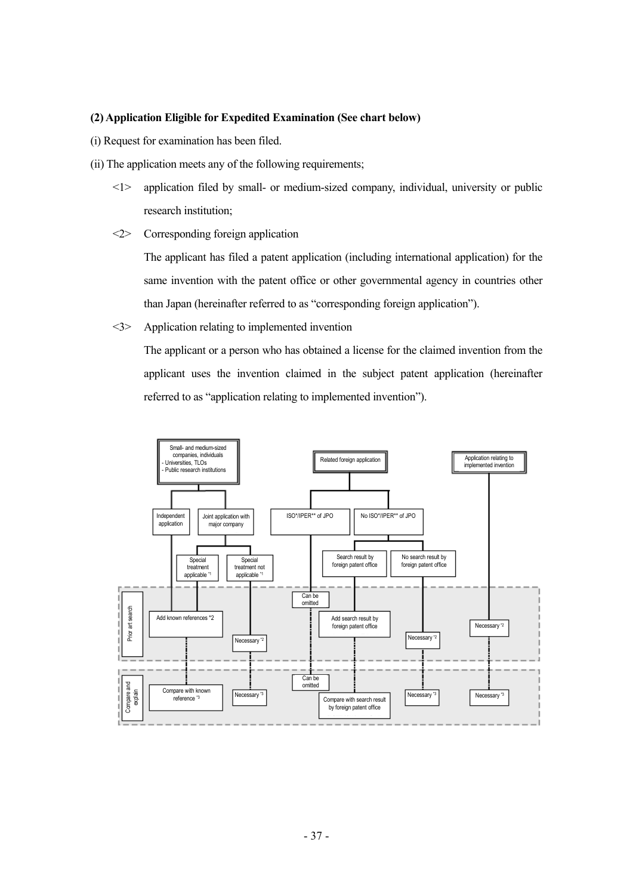**(2) Application Eligible for Expedited Examination (See chart below)**

(i) Request for examination has been filed.

(ii) The application meets any of the following requirements;

<1> application filed by small- or medium-sized company, individual, university or public research institution;

<2> Corresponding foreign application

The applicant has filed a patent application (including international application) for the same invention with the patent office or other governmental agency in countries other than Japan (hereinafter referred to as "corresponding foreign application").

<3> Application relating to implemented invention

The applicant or a person who has obtained a license for the claimed invention from the applicant uses the invention claimed in the subject patent application (hereinafter referred to as "application relating to implemented invention").

Small- and medium-sized companies, individuals
- Universities, TLOs
- Public research institutions

Related foreign application

Application relating to implemented invention

Independent application

Joint application with major company

ISO*/IPER** of JPO

No ISO*/IPER** of JPO

Special treatment applicable *1

Special treatment not applicable *1

Search result by foreign patent office

No search result by foreign patent office

Prior art search

Can be omitted

Add known references *2

Add search result by foreign patent office

Necessary *2

Necessary *2

Necessary *2

Compare and explain

Can be omitted

Compare with known reference *3

Necessary *3

Necessary *3

Necessary *3

Compare with search result by foreign patent office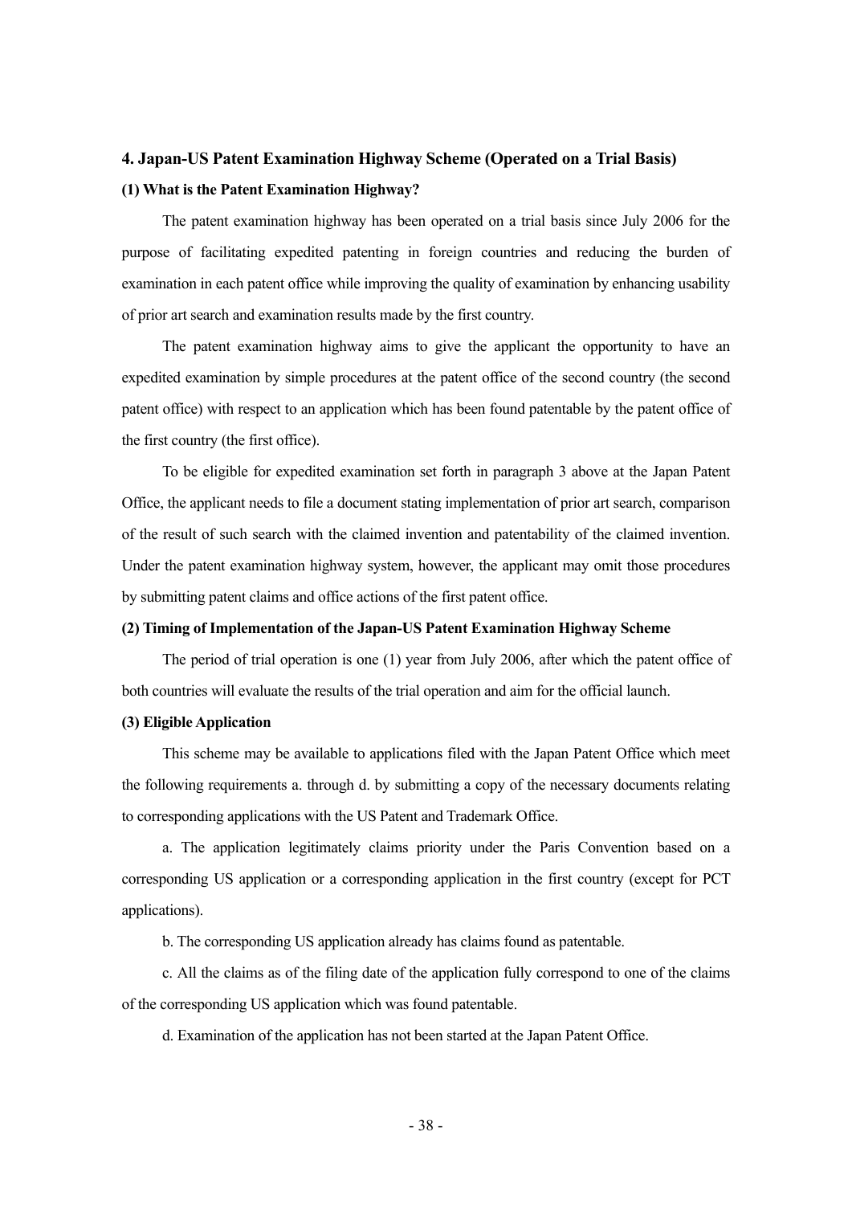## 4. Japan-US Patent Examination Highway Scheme (Operated on a Trial Basis)

### (1) What is the Patent Examination Highway?

The patent examination highway has been operated on a trial basis since July 2006 for the purpose of facilitating expedited patenting in foreign countries and reducing the burden of examination in each patent office while improving the quality of examination by enhancing usability of prior art search and examination results made by the first country.

The patent examination highway aims to give the applicant the opportunity to have an expedited examination by simple procedures at the patent office of the second country (the second patent office) with respect to an application which has been found patentable by the patent office of the first country (the first office).

To be eligible for expedited examination set forth in paragraph 3 above at the Japan Patent Office, the applicant needs to file a document stating implementation of prior art search, comparison of the result of such search with the claimed invention and patentability of the claimed invention. Under the patent examination highway system, however, the applicant may omit those procedures by submitting patent claims and office actions of the first patent office.

### (2) Timing of Implementation of the Japan-US Patent Examination Highway Scheme

The period of trial operation is one (1) year from July 2006, after which the patent office of both countries will evaluate the results of the trial operation and aim for the official launch.

### (3) Eligible Application

This scheme may be available to applications filed with the Japan Patent Office which meet the following requirements a. through d. by submitting a copy of the necessary documents relating to corresponding applications with the US Patent and Trademark Office.

a. The application legitimately claims priority under the Paris Convention based on a corresponding US application or a corresponding application in the first country (except for PCT applications).

b. The corresponding US application already has claims found as patentable.

c. All the claims as of the filing date of the application fully correspond to one of the claims of the corresponding US application which was found patentable.

d. Examination of the application has not been started at the Japan Patent Office.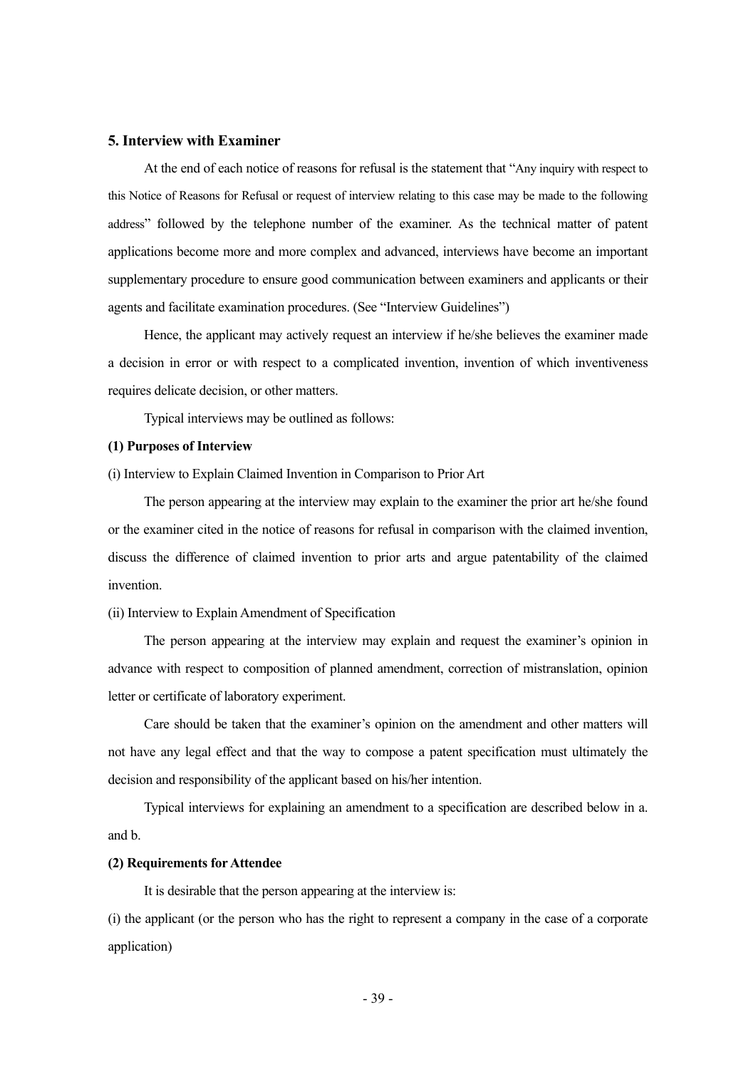## 5. Interview with Examiner

At the end of each notice of reasons for refusal is the statement that "Any inquiry with respect to this Notice of Reasons for Refusal or request of interview relating to this case may be made to the following address" followed by the telephone number of the examiner. As the technical matter of patent applications become more and more complex and advanced, interviews have become an important supplementary procedure to ensure good communication between examiners and applicants or their agents and facilitate examination procedures. (See "Interview Guidelines")

Hence, the applicant may actively request an interview if he/she believes the examiner made a decision in error or with respect to a complicated invention, invention of which inventiveness requires delicate decision, or other matters.

Typical interviews may be outlined as follows:

**(1) Purposes of Interview**

(i) Interview to Explain Claimed Invention in Comparison to Prior Art

The person appearing at the interview may explain to the examiner the prior art he/she found or the examiner cited in the notice of reasons for refusal in comparison with the claimed invention, discuss the difference of claimed invention to prior arts and argue patentability of the claimed invention.

(ii) Interview to Explain Amendment of Specification

The person appearing at the interview may explain and request the examiner's opinion in advance with respect to composition of planned amendment, correction of mistranslation, opinion letter or certificate of laboratory experiment.

Care should be taken that the examiner's opinion on the amendment and other matters will not have any legal effect and that the way to compose a patent specification must ultimately the decision and responsibility of the applicant based on his/her intention.

Typical interviews for explaining an amendment to a specification are described below in a. and b.

**(2) Requirements for Attendee**

It is desirable that the person appearing at the interview is:

(i) the applicant (or the person who has the right to represent a company in the case of a corporate application)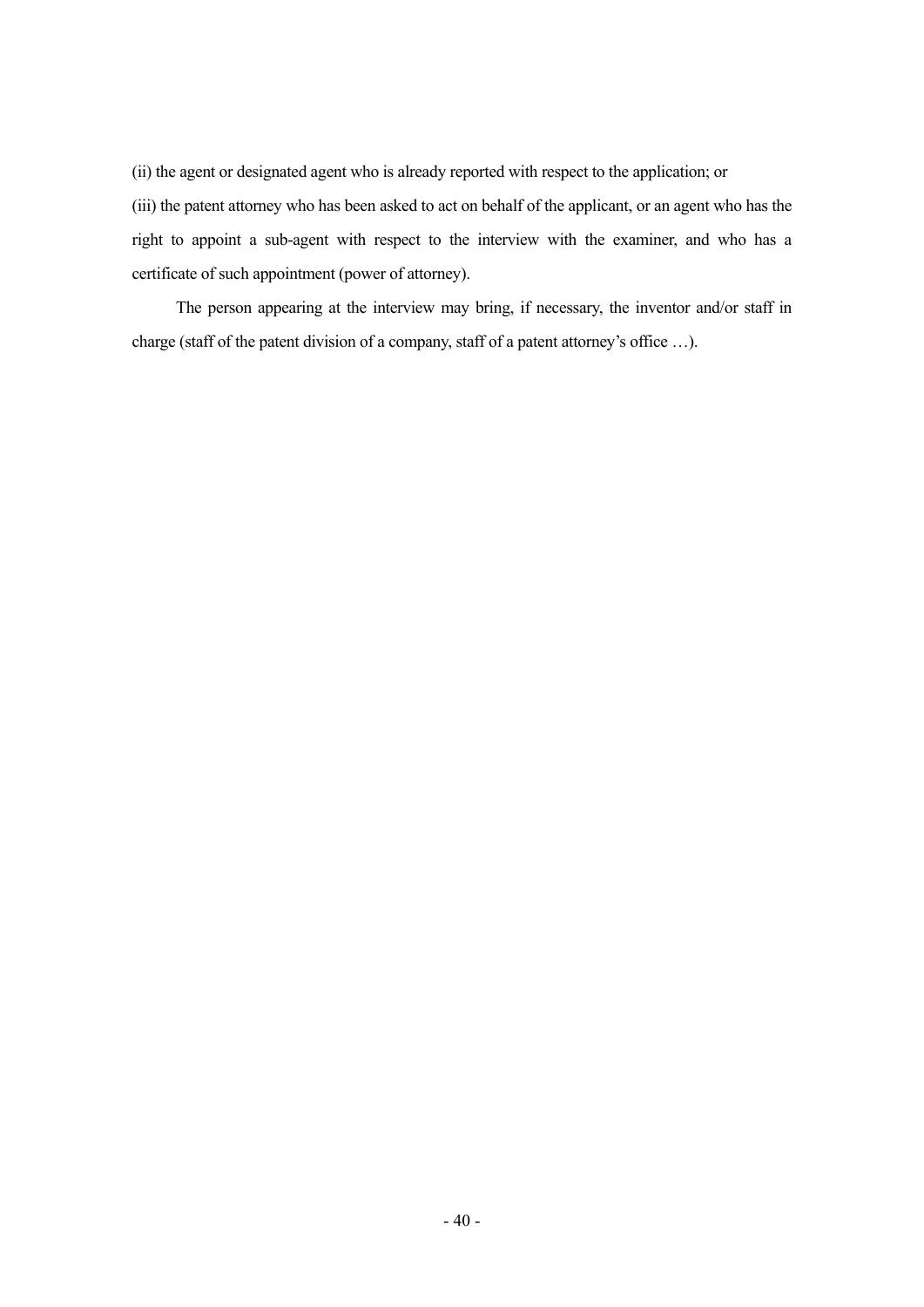(ii) the agent or designated agent who is already reported with respect to the application; or

(iii) the patent attorney who has been asked to act on behalf of the applicant, or an agent who has the right to appoint a sub-agent with respect to the interview with the examiner, and who has a certificate of such appointment (power of attorney).

The person appearing at the interview may bring, if necessary, the inventor and/or staff in charge (staff of the patent division of a company, staff of a patent attorney's office …).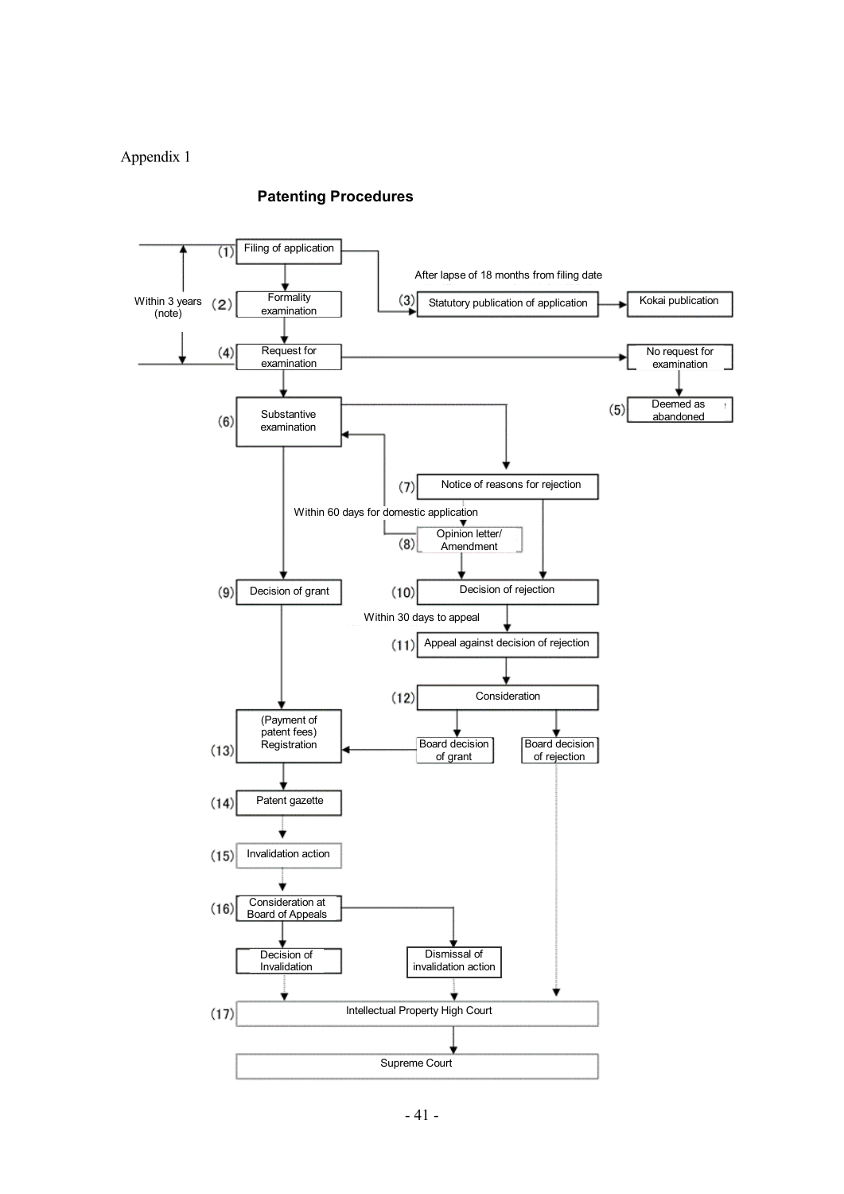Appendix 1

## Patenting Procedures

(1) Filing of application

(2) Formality examination

(3) Statutory publication of application — After lapse of 18 months from filing date → Kokai publication

(4) Request for examination — Within 3 years (note) from filing of application

No request for examination → (5) Deemed as abandoned

(6) Substantive examination

(7) Notice of reasons for rejection

(8) Opinion letter/ Amendment — Within 60 days for domestic application

(9) Decision of grant

(10) Decision of rejection

Within 30 days to appeal

(11) Appeal against decision of rejection

(12) Consideration

Board decision of grant

Board decision of rejection

(13) (Payment of patent fees) Registration

(14) Patent gazette

(15) Invalidation action

(16) Consideration at Board of Appeals

Decision of Invalidation

Dismissal of invalidation action

(17) Intellectual Property High Court

Supreme Court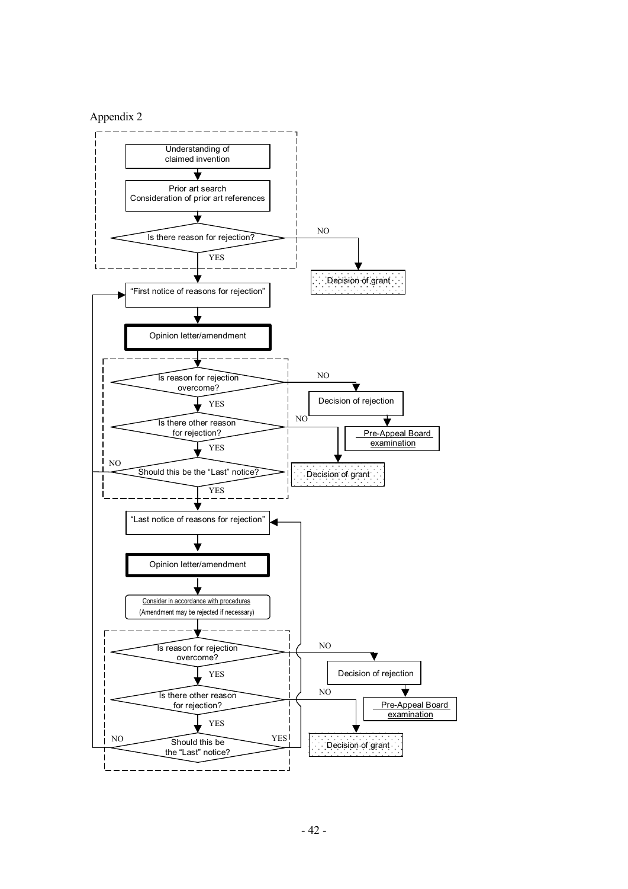Appendix 2

Understanding of claimed invention

Prior art search
Consideration of prior art references

Is there reason for rejection?

NO

YES

Decision of grant

"First notice of reasons for rejection"

Opinion letter/amendment

Is reason for rejection overcome?

NO

YES

Decision of rejection

Is there other reason for rejection?

NO

Pre-Appeal Board examination

YES

NO

Should this be the "Last" notice?

Decision of grant

YES

"Last notice of reasons for rejection"

Opinion letter/amendment

Consider in accordance with procedures
(Amendment may be rejected if necessary)

Is reason for rejection overcome?

NO

YES

Decision of rejection

Is there other reason for rejection?

NO

Pre-Appeal Board examination

YES

NO

Should this be the "Last" notice?

YES

Decision of grant